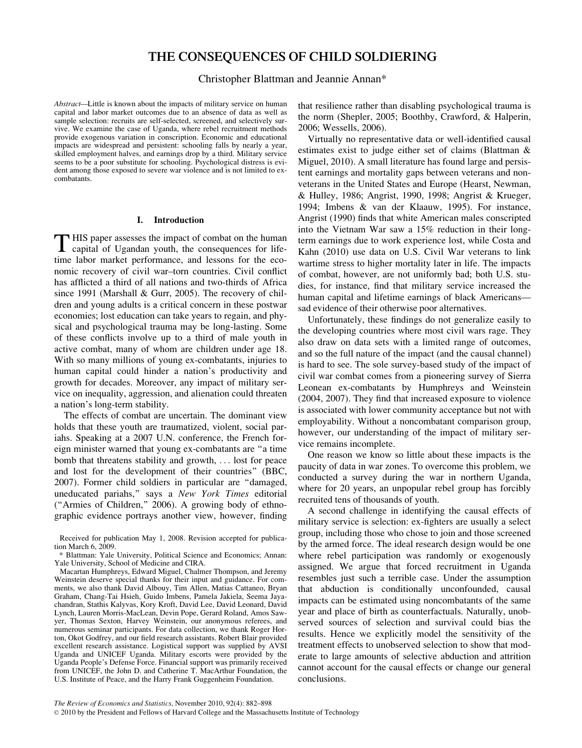# THE CONSEQUENCES OF CHILD SOLDIERING

Christopher Blattman and Jeannie Annan*

*Abstract*—Little is known about the impacts of military service on human capital and labor market outcomes due to an absence of data as well as sample selection: recruits are self-selected, screened, and selectively survive. We examine the case of Uganda, where rebel recruitment methods provide exogenous variation in conscription. Economic and educational impacts are widespread and persistent: schooling falls by nearly a year, skilled employment halves, and earnings drop by a third. Military service seems to be a poor substitute for schooling. Psychological distress is evident among those exposed to severe war violence and is not limited to ex-combatants.

## I. Introduction

THIS paper assesses the impact of combat on the human capital of Ugandan youth, the consequences for lifetime labor market performance, and lessons for the economic recovery of civil war–torn countries. Civil conflict has afflicted a third of all nations and two-thirds of Africa since 1991 (Marshall & Gurr, 2005). The recovery of children and young adults is a critical concern in these postwar economies; lost education can take years to regain, and physical and psychological trauma may be long-lasting. Some of these conflicts involve up to a third of male youth in active combat, many of whom are children under age 18. With so many millions of young ex-combatants, injuries to human capital could hinder a nation's productivity and growth for decades. Moreover, any impact of military service on inequality, aggression, and alienation could threaten a nation's long-term stability.

The effects of combat are uncertain. The dominant view holds that these youth are traumatized, violent, social pariahs. Speaking at a 2007 U.N. conference, the French foreign minister warned that young ex-combatants are "a time bomb that threatens stability and growth, ... lost for peace and lost for the development of their countries" (BBC, 2007). Former child soldiers in particular are "damaged, uneducated pariahs," says a *New York Times* editorial ("Armies of Children," 2006). A growing body of ethnographic evidence portrays another view, however, finding that resilience rather than disabling psychological trauma is the norm (Shepler, 2005; Boothby, Crawford, & Halperin, 2006; Wessells, 2006).

Virtually no representative data or well-identified causal estimates exist to judge either set of claims (Blattman & Miguel, 2010). A small literature has found large and persistent earnings and mortality gaps between veterans and nonveterans in the United States and Europe (Hearst, Newman, & Hulley, 1986; Angrist, 1990, 1998; Angrist & Krueger, 1994; Imbens & van der Klaauw, 1995). For instance, Angrist (1990) finds that white American males conscripted into the Vietnam War saw a 15% reduction in their long-term earnings due to work experience lost, while Costa and Kahn (2010) use data on U.S. Civil War veterans to link wartime stress to higher mortality later in life. The impacts of combat, however, are not uniformly bad; both U.S. studies, for instance, find that military service increased the human capital and lifetime earnings of black Americans—sad evidence of their otherwise poor alternatives.

Unfortunately, these findings do not generalize easily to the developing countries where most civil wars rage. They also draw on data sets with a limited range of outcomes, and so the full nature of the impact (and the causal channel) is hard to see. The sole survey-based study of the impact of civil war combat comes from a pioneering survey of Sierra Leonean ex-combatants by Humphreys and Weinstein (2004, 2007). They find that increased exposure to violence is associated with lower community acceptance but not with employability. Without a noncombatant comparison group, however, our understanding of the impact of military service remains incomplete.

One reason we know so little about these impacts is the paucity of data in war zones. To overcome this problem, we conducted a survey during the war in northern Uganda, where for 20 years, an unpopular rebel group has forcibly recruited tens of thousands of youth.

A second challenge in identifying the causal effects of military service is selection: ex-fighters are usually a select group, including those who chose to join and those screened by the armed force. The ideal research design would be one where rebel participation was randomly or exogenously assigned. We argue that forced recruitment in Uganda resembles just such a terrible case. Under the assumption that abduction is conditionally unconfounded, causal impacts can be estimated using noncombatants of the same year and place of birth as counterfactuals. Naturally, unobserved sources of selection and survival could bias the results. Hence we explicitly model the sensitivity of the treatment effects to unobserved selection to show that moderate to large amounts of selective abduction and attrition cannot account for the causal effects or change our general conclusions.

Received for publication May 1, 2008. Revision accepted for publication March 6, 2009.

* Blattman: Yale University, Political Science and Economics; Annan: Yale University, School of Medicine and CIRA.

Macartan Humphreys, Edward Miguel, Chalmer Thompson, and Jeremy Weinstein deserve special thanks for their input and guidance. For comments, we also thank David Albouy, Tim Allen, Matias Cattaneo, Bryan Graham, Chang-Tai Hsieh, Guido Imbens, Pamela Jakiela, Seema Jayachandran, Stathis Kalyvas, Kory Kroft, David Lee, David Leonard, David Lynch, Lauren Morris-MacLean, Devin Pope, Gerard Roland, Amos Sawyer, Thomas Sexton, Harvey Weinstein, our anonymous referees, and numerous seminar participants. For data collection, we thank Roger Horton, Okot Godfrey, and our field research assistants. Robert Blair provided excellent research assistance. Logistical support was supplied by AVSI Uganda and UNICEF Uganda. Military escorts were provided by the Uganda People's Defense Force. Financial support was primarily received from UNICEF, the John D. and Catherine T. MacArthur Foundation, the U.S. Institute of Peace, and the Harry Frank Guggenheim Foundation.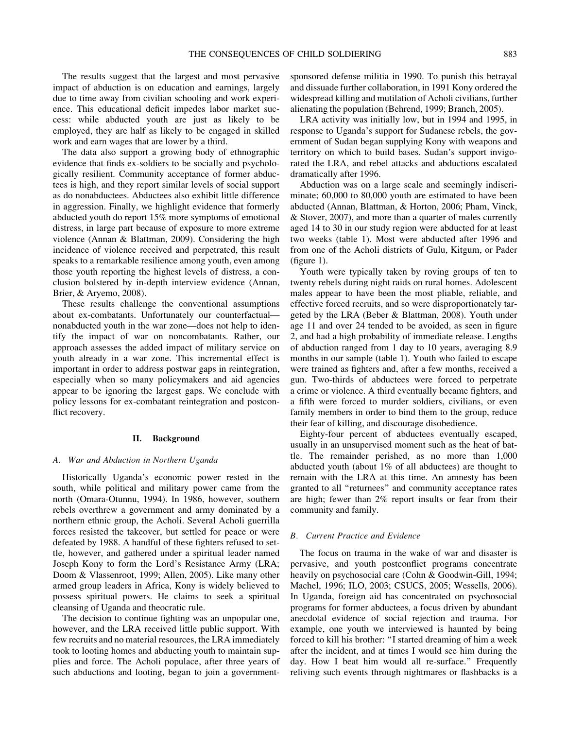The results suggest that the largest and most pervasive impact of abduction is on education and earnings, largely due to time away from civilian schooling and work experience. This educational deficit impedes labor market success: while abducted youth are just as likely to be employed, they are half as likely to be engaged in skilled work and earn wages that are lower by a third.

The data also support a growing body of ethnographic evidence that finds ex-soldiers to be socially and psychologically resilient. Community acceptance of former abductees is high, and they report similar levels of social support as do nonabductees. Abductees also exhibit little difference in aggression. Finally, we highlight evidence that formerly abducted youth do report 15% more symptoms of emotional distress, in large part because of exposure to more extreme violence (Annan & Blattman, 2009). Considering the high incidence of violence received and perpetrated, this result speaks to a remarkable resilience among youth, even among those youth reporting the highest levels of distress, a conclusion bolstered by in-depth interview evidence (Annan, Brier, & Aryemo, 2008).

These results challenge the conventional assumptions about ex-combatants. Unfortunately our counterfactual—nonabducted youth in the war zone—does not help to identify the impact of war on noncombatants. Rather, our approach assesses the added impact of military service on youth already in a war zone. This incremental effect is important in order to address postwar gaps in reintegration, especially when so many policymakers and aid agencies appear to be ignoring the largest gaps. We conclude with policy lessons for ex-combatant reintegration and postconflict recovery.

## II. Background

### *A. War and Abduction in Northern Uganda*

Historically Uganda's economic power rested in the south, while political and military power came from the north (Omara-Otunnu, 1994). In 1986, however, southern rebels overthrew a government and army dominated by a northern ethnic group, the Acholi. Several Acholi guerrilla forces resisted the takeover, but settled for peace or were defeated by 1988. A handful of these fighters refused to settle, however, and gathered under a spiritual leader named Joseph Kony to form the Lord's Resistance Army (LRA; Doom & Vlassenroot, 1999; Allen, 2005). Like many other armed group leaders in Africa, Kony is widely believed to possess spiritual powers. He claims to seek a spiritual cleansing of Uganda and theocratic rule.

The decision to continue fighting was an unpopular one, however, and the LRA received little public support. With few recruits and no material resources, the LRA immediately took to looting homes and abducting youth to maintain supplies and force. The Acholi populace, after three years of such abductions and looting, began to join a government-sponsored defense militia in 1990. To punish this betrayal and dissuade further collaboration, in 1991 Kony ordered the widespread killing and mutilation of Acholi civilians, further alienating the population (Behrend, 1999; Branch, 2005).

LRA activity was initially low, but in 1994 and 1995, in response to Uganda's support for Sudanese rebels, the government of Sudan began supplying Kony with weapons and territory on which to build bases. Sudan's support invigorated the LRA, and rebel attacks and abductions escalated dramatically after 1996.

Abduction was on a large scale and seemingly indiscriminate; 60,000 to 80,000 youth are estimated to have been abducted (Annan, Blattman, & Horton, 2006; Pham, Vinck, & Stover, 2007), and more than a quarter of males currently aged 14 to 30 in our study region were abducted for at least two weeks (table 1). Most were abducted after 1996 and from one of the Acholi districts of Gulu, Kitgum, or Pader (figure 1).

Youth were typically taken by roving groups of ten to twenty rebels during night raids on rural homes. Adolescent males appear to have been the most pliable, reliable, and effective forced recruits, and so were disproportionately targeted by the LRA (Beber & Blattman, 2008). Youth under age 11 and over 24 tended to be avoided, as seen in figure 2, and had a high probability of immediate release. Lengths of abduction ranged from 1 day to 10 years, averaging 8.9 months in our sample (table 1). Youth who failed to escape were trained as fighters and, after a few months, received a gun. Two-thirds of abductees were forced to perpetrate a crime or violence. A third eventually became fighters, and a fifth were forced to murder soldiers, civilians, or even family members in order to bind them to the group, reduce their fear of killing, and discourage disobedience.

Eighty-four percent of abductees eventually escaped, usually in an unsupervised moment such as the heat of battle. The remainder perished, as no more than 1,000 abducted youth (about 1% of all abductees) are thought to remain with the LRA at this time. An amnesty has been granted to all "returnees" and community acceptance rates are high; fewer than 2% report insults or fear from their community and family.

### *B. Current Practice and Evidence*

The focus on trauma in the wake of war and disaster is pervasive, and youth postconflict programs concentrate heavily on psychosocial care (Cohn & Goodwin-Gill, 1994; Machel, 1996; ILO, 2003; CSUCS, 2005; Wessells, 2006). In Uganda, foreign aid has concentrated on psychosocial programs for former abductees, a focus driven by abundant anecdotal evidence of social rejection and trauma. For example, one youth we interviewed is haunted by being forced to kill his brother: "I started dreaming of him a week after the incident, and at times I would see him during the day. How I beat him would all re-surface." Frequently reliving such events through nightmares or flashbacks is a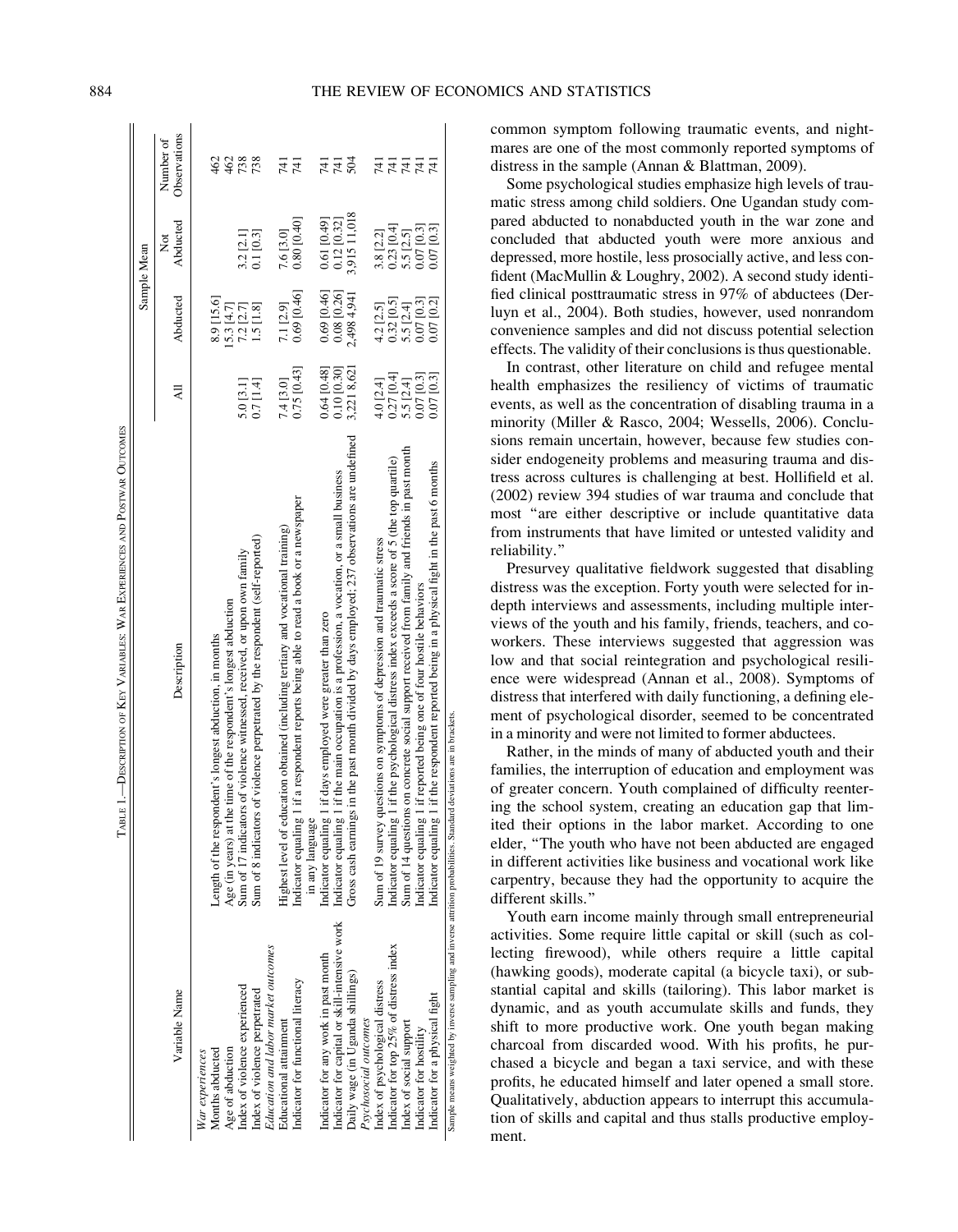TABLE 1.—DESCRIPTION OF KEY VARIABLES: WAR EXPERIENCES AND POSTWAR OUTCOMES

| Variable Name | Description | Sample Mean All | Sample Mean Abducted | Sample Mean Not Abducted | Number of Observations |
|---|---|---|---|---|---|
| *War experiences* | | | | | |
| Months abducted | Length of the respondent's longest abduction, in months | | 8.9 [15.6] | | 462 |
| Age of abduction | Age (in years) at the time of the respondent's longest abduction | | 15.3 [4.7] | | 462 |
| Index of violence experienced | Sum of 17 indicators of violence witnessed, received, or upon own family | 5.0 [3.1] | 7.2 [2.7] | 3.2 [2.1] | 738 |
| Index of violence perpetrated | Sum of 8 indicators of violence perpetrated by the respondent (self-reported) | 0.7 [1.4] | 1.5 [1.8] | 0.1 [0.3] | 738 |
| *Education and labor market outcomes* | | | | | |
| Educational attainment | Highest level of education obtained (including tertiary and vocational training) | 7.4 [3.0] | 7.1 [2.9] | 7.6 [3.0] | 741 |
| Indicator for functional literacy | Indicator equaling 1 if a respondent reports being able to read a book or a newspaper in any language | 0.75 [0.43] | 0.69 [0.46] | 0.80 [0.40] | 741 |
| Indicator for any work in past month | Indicator equaling 1 if days employed were greater than zero | 0.64 [0.48] | 0.69 [0.46] | 0.61 [0.49] | 741 |
| Indicator for capital or skill-intensive work | Indicator equaling 1 if the main occupation is a profession, a vocation, or a small business | 0.10 [0.30] | 0.08 [0.26] | 0.12 [0.32] | 741 |
| Daily wage (in Uganda shillings) | Gross cash earnings in the past month divided by days employed; 237 observations are undefined | 3,221 8,621 | 2,498 4,941 | 3,915 11,018 | 504 |
| *Psychosocial outcomes* | | | | | |
| Index of psychological distress | Sum of 19 survey questions on symptoms of depression and traumatic stress | 4.0 [2.4] | 4.2 [2.5] | 3.8 [2.2] | 741 |
| Indicator for top 25% of distress index | Indicator equaling 1 if the psychological distress index exceeds a score of 5 (the top quartile) | 0.27 [0.4] | 0.32 [0.5] | 0.23 [0.4] | 741 |
| Index of social support | Sum of 14 questions on concrete social support received from family and friends in past month | 5.5 [2.4] | 5.5 [2.4] | 5.5 [2.5] | 741 |
| Indicator for hostility | Indicator equaling 1 if reported being one of four hostile behaviors | 0.07 [0.3] | 0.07 [0.3] | 0.07 [0.3] | 741 |
| Indicator for a physical fight | Indicator equaling 1 if the respondent reported being in a physical fight in the past 6 months | 0.07 [0.3] | 0.07 [0.2] | 0.07 [0.3] | 741 |

Sample means weighted by inverse sampling and inverse attrition probabilities. Standard deviations are in brackets.

common symptom following traumatic events, and nightmares are one of the most commonly reported symptoms of distress in the sample (Annan & Blattman, 2009).

Some psychological studies emphasize high levels of traumatic stress among child soldiers. One Ugandan study compared abducted to nonabducted youth in the war zone and concluded that abducted youth were more anxious and depressed, more hostile, less prosocially active, and less confident (MacMullin & Loughry, 2002). A second study identified clinical posttraumatic stress in 97% of abductees (Derluyn et al., 2004). Both studies, however, used nonrandom convenience samples and did not discuss potential selection effects. The validity of their conclusions is thus questionable.

In contrast, other literature on child and refugee mental health emphasizes the resiliency of victims of traumatic events, as well as the concentration of disabling trauma in a minority (Miller & Rasco, 2004; Wessells, 2006). Conclusions remain uncertain, however, because few studies consider endogeneity problems and measuring trauma and distress across cultures is challenging at best. Hollifield et al. (2002) review 394 studies of war trauma and conclude that most "are either descriptive or include quantitative data from instruments that have limited or untested validity and reliability."

Presurvey qualitative fieldwork suggested that disabling distress was the exception. Forty youth were selected for in-depth interviews and assessments, including multiple interviews of the youth and his family, friends, teachers, and coworkers. These interviews suggested that aggression was low and that social reintegration and psychological resilience were widespread (Annan et al., 2008). Symptoms of distress that interfered with daily functioning, a defining element of psychological disorder, seemed to be concentrated in a minority and were not limited to former abductees.

Rather, in the minds of many of abducted youth and their families, the interruption of education and employment was of greater concern. Youth complained of difficulty reentering the school system, creating an education gap that limited their options in the labor market. According to one elder, "The youth who have not been abducted are engaged in different activities like business and vocational work like carpentry, because they had the opportunity to acquire the different skills."

Youth earn income mainly through small entrepreneurial activities. Some require little capital or skill (such as collecting firewood), while others require a little capital (hawking goods), moderate capital (a bicycle taxi), or substantial capital and skills (tailoring). This labor market is dynamic, and as youth accumulate skills and funds, they shift to more productive work. One youth began making charcoal from discarded wood. With his profits, he purchased a bicycle and began a taxi service, and with these profits, he educated himself and later opened a small store. Qualitatively, abduction appears to interrupt this accumulation of skills and capital and thus stalls productive employment.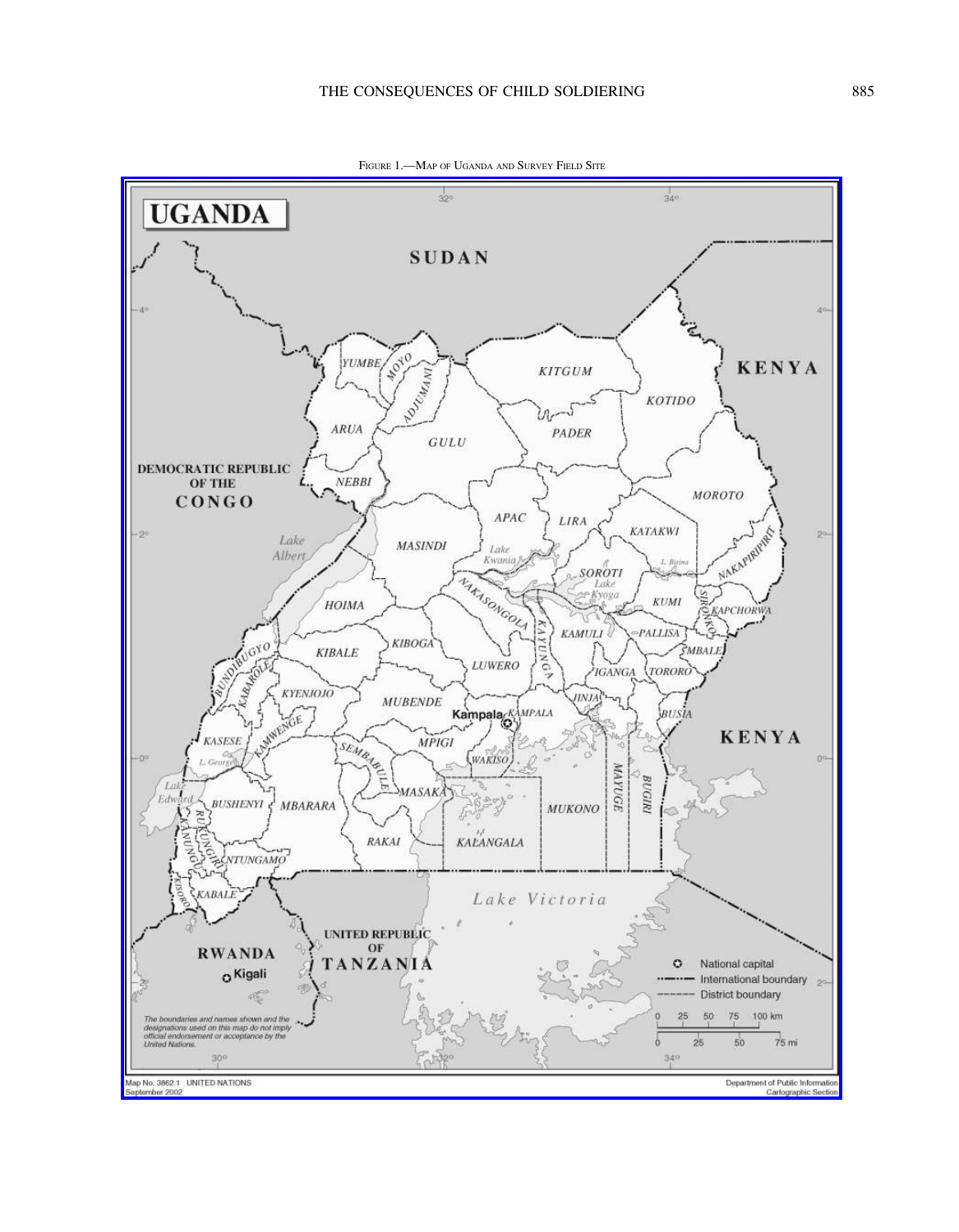Figure 1.—Map of Uganda and Survey Field Site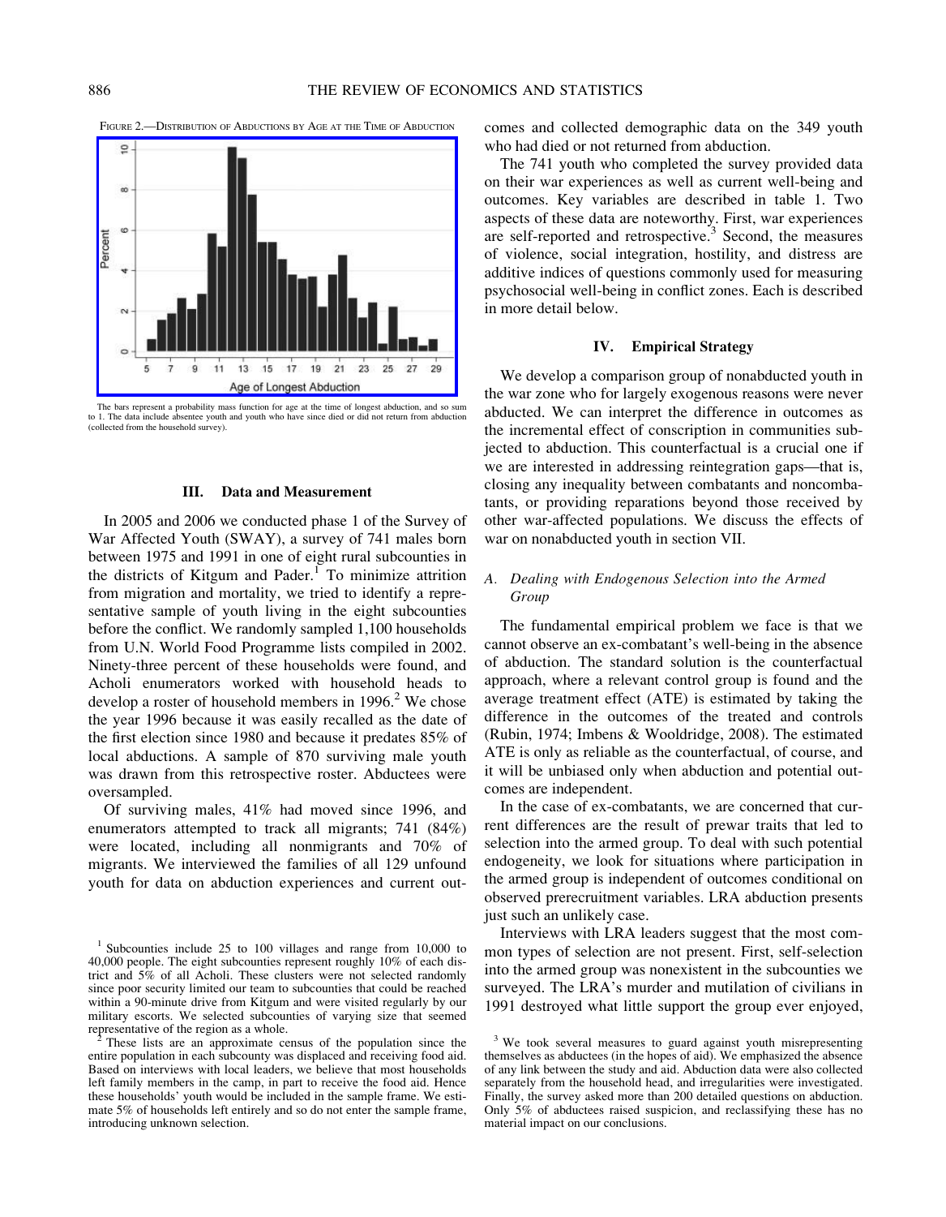FIGURE 2.—DISTRIBUTION OF ABDUCTIONS BY AGE AT THE TIME OF ABDUCTION

The bars represent a probability mass function for age at the time of longest abduction, and so sum to 1. The data include absentee youth and youth who have since died or did not return from abduction (collected from the household survey).

## III. Data and Measurement

In 2005 and 2006 we conducted phase 1 of the Survey of War Affected Youth (SWAY), a survey of 741 males born between 1975 and 1991 in one of eight rural subcounties in the districts of Kitgum and Pader.[1] To minimize attrition from migration and mortality, we tried to identify a representative sample of youth living in the eight subcounties before the conflict. We randomly sampled 1,100 households from U.N. World Food Programme lists compiled in 2002. Ninety-three percent of these households were found, and Acholi enumerators worked with household heads to develop a roster of household members in 1996.[2] We chose the year 1996 because it was easily recalled as the date of the first election since 1980 and because it predates 85% of local abductions. A sample of 870 surviving male youth was drawn from this retrospective roster. Abductees were oversampled.

Of surviving males, 41% had moved since 1996, and enumerators attempted to track all migrants; 741 (84%) were located, including all nonmigrants and 70% of migrants. We interviewed the families of all 129 unfound youth for data on abduction experiences and current outcomes and collected demographic data on the 349 youth who had died or not returned from abduction.

The 741 youth who completed the survey provided data on their war experiences as well as current well-being and outcomes. Key variables are described in table 1. Two aspects of these data are noteworthy. First, war experiences are self-reported and retrospective.[3] Second, the measures of violence, social integration, hostility, and distress are additive indices of questions commonly used for measuring psychosocial well-being in conflict zones. Each is described in more detail below.

## IV. Empirical Strategy

We develop a comparison group of nonabducted youth in the war zone who for largely exogenous reasons were never abducted. We can interpret the difference in outcomes as the incremental effect of conscription in communities subjected to abduction. This counterfactual is a crucial one if we are interested in addressing reintegration gaps—that is, closing any inequality between combatants and noncombatants, or providing reparations beyond those received by other war-affected populations. We discuss the effects of war on nonabducted youth in section VII.

### A. *Dealing with Endogenous Selection into the Armed Group*

The fundamental empirical problem we face is that we cannot observe an ex-combatant's well-being in the absence of abduction. The standard solution is the counterfactual approach, where a relevant control group is found and the average treatment effect (ATE) is estimated by taking the difference in the outcomes of the treated and controls (Rubin, 1974; Imbens & Wooldridge, 2008). The estimated ATE is only as reliable as the counterfactual, of course, and it will be unbiased only when abduction and potential outcomes are independent.

In the case of ex-combatants, we are concerned that current differences are the result of prewar traits that led to selection into the armed group. To deal with such potential endogeneity, we look for situations where participation in the armed group is independent of outcomes conditional on observed prerecruitment variables. LRA abduction presents just such an unlikely case.

Interviews with LRA leaders suggest that the most common types of selection are not present. First, self-selection into the armed group was nonexistent in the subcounties we surveyed. The LRA's murder and mutilation of civilians in 1991 destroyed what little support the group ever enjoyed,

[1] Subcounties include 25 to 100 villages and range from 10,000 to 40,000 people. The eight subcounties represent roughly 10% of each district and 5% of all Acholi. These clusters were not selected randomly since poor security limited our team to subcounties that could be reached within a 90-minute drive from Kitgum and were visited regularly by our military escorts. We selected subcounties of varying size that seemed representative of the region as a whole.

[2] These lists are an approximate census of the population since the entire population in each subcounty was displaced and receiving food aid. Based on interviews with local leaders, we believe that most households left family members in the camp, in part to receive the food aid. Hence these households' youth would be included in the sample frame. We estimate 5% of households left entirely and so do not enter the sample frame, introducing unknown selection.

[3] We took several measures to guard against youth misrepresenting themselves as abductees (in the hopes of aid). We emphasized the absence of any link between the study and aid. Abduction data were also collected separately from the household head, and irregularities were investigated. Finally, the survey asked more than 200 detailed questions on abduction. Only 5% of abductees raised suspicion, and reclassifying these has no material impact on our conclusions.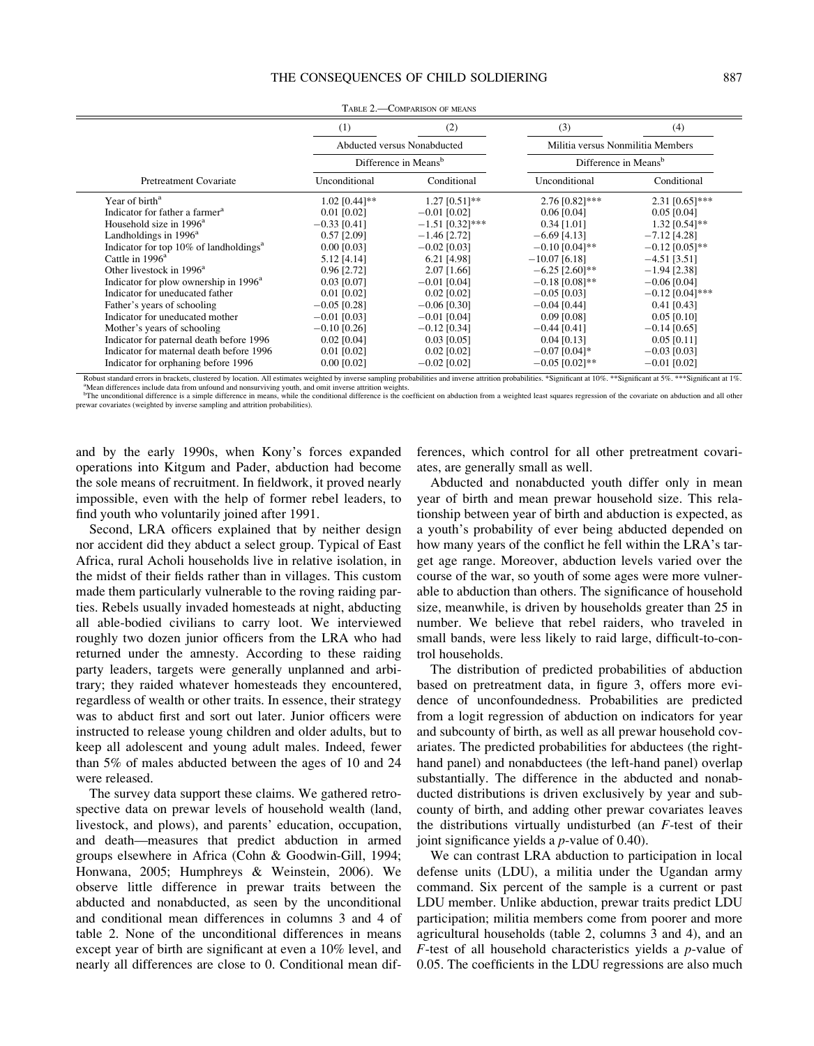TABLE 2.—COMPARISON OF MEANS

| | (1) | (2) | (3) | (4) |
|---|---|---|---|---|
| | Abducted versus Nonabducted | | Militia versus Nonmilitia Members | |
| | Difference in Means[b] | | Difference in Means[b] | |
| Pretreatment Covariate | Unconditional | Conditional | Unconditional | Conditional |
| Year of birth[a] | 1.02 [0.44]** | 1.27 [0.51]** | 2.76 [0.82]*** | 2.31 [0.65]*** |
| Indicator for father a farmer[a] | 0.01 [0.02] | −0.01 [0.02] | 0.06 [0.04] | 0.05 [0.04] |
| Household size in 1996[a] | −0.33 [0.41] | −1.51 [0.32]*** | 0.34 [1.01] | 1.32 [0.54]** |
| Landholdings in 1996[a] | 0.57 [2.09] | −1.46 [2.72] | −6.69 [4.13] | −7.12 [4.28] |
| Indicator for top 10% of landholdings[a] | 0.00 [0.03] | −0.02 [0.03] | −0.10 [0.04]** | −0.12 [0.05]** |
| Cattle in 1996[a] | 5.12 [4.14] | 6.21 [4.98] | −10.07 [6.18] | −4.51 [3.51] |
| Other livestock in 1996[a] | 0.96 [2.72] | 2.07 [1.66] | −6.25 [2.60]** | −1.94 [2.38] |
| Indicator for plow ownership in 1996[a] | 0.03 [0.07] | −0.01 [0.04] | −0.18 [0.08]** | −0.06 [0.04] |
| Indicator for uneducated father | 0.01 [0.02] | 0.02 [0.02] | −0.05 [0.03] | −0.12 [0.04]*** |
| Father's years of schooling | −0.05 [0.28] | −0.06 [0.30] | −0.04 [0.44] | 0.41 [0.43] |
| Indicator for uneducated mother | −0.01 [0.03] | −0.01 [0.04] | 0.09 [0.08] | 0.05 [0.10] |
| Mother's years of schooling | −0.10 [0.26] | −0.12 [0.34] | −0.44 [0.41] | −0.14 [0.65] |
| Indicator for paternal death before 1996 | 0.02 [0.04] | 0.03 [0.05] | 0.04 [0.13] | 0.05 [0.11] |
| Indicator for maternal death before 1996 | 0.01 [0.02] | 0.02 [0.02] | −0.07 [0.04]* | −0.03 [0.03] |
| Indicator for orphaning before 1996 | 0.00 [0.02] | −0.02 [0.02] | −0.05 [0.02]** | −0.01 [0.02] |

Robust standard errors in brackets, clustered by location. All estimates weighted by inverse sampling probabilities and inverse attrition probabilities. *Significant at 10%. **Significant at 5%. ***Significant at 1%.
[a]Mean differences include data from unfound and nonsurviving youth, and omit inverse attrition weights.
[b]The unconditional difference is a simple difference in means, while the conditional difference is the coefficient on abduction from a weighted least squares regression of the covariate on abduction and all other prewar covariates (weighted by inverse sampling and attrition probabilities).

and by the early 1990s, when Kony's forces expanded operations into Kitgum and Pader, abduction had become the sole means of recruitment. In fieldwork, it proved nearly impossible, even with the help of former rebel leaders, to find youth who voluntarily joined after 1991.

Second, LRA officers explained that by neither design nor accident did they abduct a select group. Typical of East Africa, rural Acholi households live in relative isolation, in the midst of their fields rather than in villages. This custom made them particularly vulnerable to the roving raiding parties. Rebels usually invaded homesteads at night, abducting all able-bodied civilians to carry loot. We interviewed roughly two dozen junior officers from the LRA who had returned under the amnesty. According to these raiding party leaders, targets were generally unplanned and arbitrary; they raided whatever homesteads they encountered, regardless of wealth or other traits. In essence, their strategy was to abduct first and sort out later. Junior officers were instructed to release young children and older adults, but to keep all adolescent and young adult males. Indeed, fewer than 5% of males abducted between the ages of 10 and 24 were released.

The survey data support these claims. We gathered retrospective data on prewar levels of household wealth (land, livestock, and plows), and parents' education, occupation, and death—measures that predict abduction in armed groups elsewhere in Africa (Cohn & Goodwin-Gill, 1994; Honwana, 2005; Humphreys & Weinstein, 2006). We observe little difference in prewar traits between the abducted and nonabducted, as seen by the unconditional and conditional mean differences in columns 3 and 4 of table 2. None of the unconditional differences in means except year of birth are significant at even a 10% level, and nearly all differences are close to 0. Conditional mean differences, which control for all other pretreatment covariates, are generally small as well.

Abducted and nonabducted youth differ only in mean year of birth and mean prewar household size. This relationship between year of birth and abduction is expected, as a youth's probability of ever being abducted depended on how many years of the conflict he fell within the LRA's target age range. Moreover, abduction levels varied over the course of the war, so youth of some ages were more vulnerable to abduction than others. The significance of household size, meanwhile, is driven by households greater than 25 in number. We believe that rebel raiders, who traveled in small bands, were less likely to raid large, difficult-to-control households.

The distribution of predicted probabilities of abduction based on pretreatment data, in figure 3, offers more evidence of unconfoundedness. Probabilities are predicted from a logit regression of abduction on indicators for year and subcounty of birth, as well as all prewar household covariates. The predicted probabilities for abductees (the right-hand panel) and nonabductees (the left-hand panel) overlap substantially. The difference in the abducted and nonabducted distributions is driven exclusively by year and subcounty of birth, and adding other prewar covariates leaves the distributions virtually undisturbed (an $F$-test of their joint significance yields a $p$-value of 0.40).

We can contrast LRA abduction to participation in local defense units (LDU), a militia under the Ugandan army command. Six percent of the sample is a current or past LDU member. Unlike abduction, prewar traits predict LDU participation; militia members come from poorer and more agricultural households (table 2, columns 3 and 4), and an $F$-test of all household characteristics yields a $p$-value of 0.05. The coefficients in the LDU regressions are also much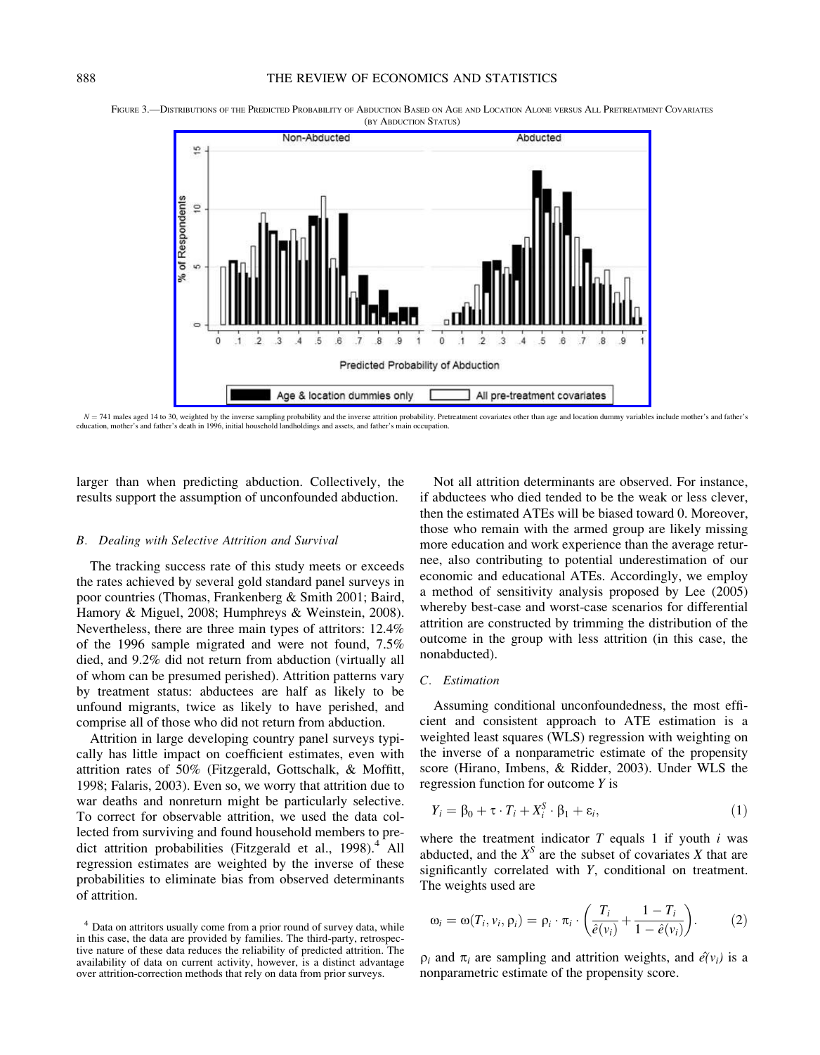FIGURE 3.—DISTRIBUTIONS OF THE PREDICTED PROBABILITY OF ABDUCTION BASED ON AGE AND LOCATION ALONE VERSUS ALL PRETREATMENT COVARIATES (BY ABDUCTION STATUS)

$N = 741$ males aged 14 to 30, weighted by the inverse sampling probability and the inverse attrition probability. Pretreatment covariates other than age and location dummy variables include mother's and father's education, mother's and father's death in 1996, initial household landholdings and assets, and father's main occupation.

larger than when predicting abduction. Collectively, the results support the assumption of unconfounded abduction.

### B. Dealing with Selective Attrition and Survival

The tracking success rate of this study meets or exceeds the rates achieved by several gold standard panel surveys in poor countries (Thomas, Frankenberg & Smith 2001; Baird, Hamory & Miguel, 2008; Humphreys & Weinstein, 2008). Nevertheless, there are three main types of attritors: 12.4% of the 1996 sample migrated and were not found, 7.5% died, and 9.2% did not return from abduction (virtually all of whom can be presumed perished). Attrition patterns vary by treatment status: abductees are half as likely to be unfound migrants, twice as likely to have perished, and comprise all of those who did not return from abduction.

Attrition in large developing country panel surveys typically has little impact on coefficient estimates, even with attrition rates of 50% (Fitzgerald, Gottschalk, & Moffitt, 1998; Falaris, 2003). Even so, we worry that attrition due to war deaths and nonreturn might be particularly selective. To correct for observable attrition, we used the data collected from surviving and found household members to predict attrition probabilities (Fitzgerald et al., 1998).[4] All regression estimates are weighted by the inverse of these probabilities to eliminate bias from observed determinants of attrition.

Not all attrition determinants are observed. For instance, if abductees who died tended to be the weak or less clever, then the estimated ATEs will be biased toward 0. Moreover, those who remain with the armed group are likely missing more education and work experience than the average returnee, also contributing to potential underestimation of our economic and educational ATEs. Accordingly, we employ a method of sensitivity analysis proposed by Lee (2005) whereby best-case and worst-case scenarios for differential attrition are constructed by trimming the distribution of the outcome in the group with less attrition (in this case, the nonabducted).

### C. Estimation

Assuming conditional unconfoundedness, the most efficient and consistent approach to ATE estimation is a weighted least squares (WLS) regression with weighting on the inverse of a nonparametric estimate of the propensity score (Hirano, Imbens, & Ridder, 2003). Under WLS the regression function for outcome $Y$ is

$$Y_i = \beta_0 + \tau \cdot T_i + X_i^S \cdot \beta_1 + \varepsilon_i, \tag{1}$$

where the treatment indicator $T$ equals 1 if youth $i$ was abducted, and the $X^S$ are the subset of covariates $X$ that are significantly correlated with $Y$, conditional on treatment. The weights used are

$$\omega_i = \omega(T_i, v_i, \rho_i) = \rho_i \cdot \pi_i \cdot \left( \frac{T_i}{\hat{e}(v_i)} + \frac{1 - T_i}{1 - \hat{e}(v_i)} \right). \tag{2}$$

$\rho_i$ and $\pi_i$ are sampling and attrition weights, and $\hat{e}(v_i)$ is a nonparametric estimate of the propensity score.

[4] Data on attritors usually come from a prior round of survey data, while in this case, the data are provided by families. The third-party, retrospective nature of these data reduces the reliability of predicted attrition. The availability of data on current activity, however, is a distinct advantage over attrition-correction methods that rely on data from prior surveys.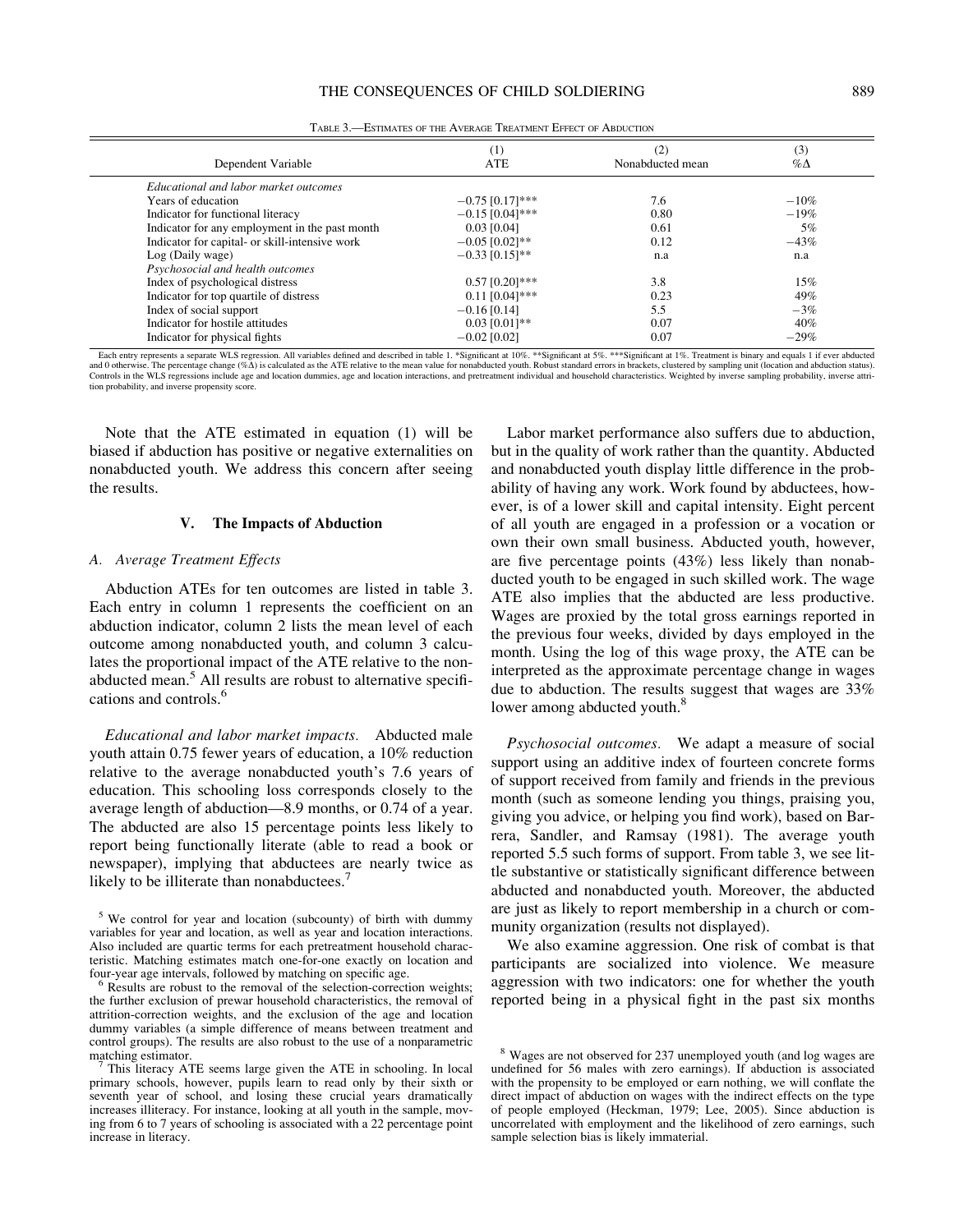TABLE 3.—ESTIMATES OF THE AVERAGE TREATMENT EFFECT OF ABDUCTION

| Dependent Variable | (1) ATE | (2) Nonabducted mean | (3) %Δ |
|---|---|---|---|
| *Educational and labor market outcomes* | | | |
| Years of education | −0.75 [0.17]*** | 7.6 | −10% |
| Indicator for functional literacy | −0.15 [0.04]*** | 0.80 | −19% |
| Indicator for any employment in the past month | 0.03 [0.04] | 0.61 | 5% |
| Indicator for capital- or skill-intensive work | −0.05 [0.02]** | 0.12 | −43% |
| Log (Daily wage) | −0.33 [0.15]** | n.a | n.a |
| *Psychosocial and health outcomes* | | | |
| Index of psychological distress | 0.57 [0.20]*** | 3.8 | 15% |
| Indicator for top quartile of distress | 0.11 [0.04]*** | 0.23 | 49% |
| Index of social support | −0.16 [0.14] | 5.5 | −3% |
| Indicator for hostile attitudes | 0.03 [0.01]** | 0.07 | 40% |
| Indicator for physical fights | −0.02 [0.02] | 0.07 | −29% |

Each entry represents a separate WLS regression. All variables defined and described in table 1. *Significant at 10%. **Significant at 5%. ***Significant at 1%. Treatment is binary and equals 1 if ever abducted and 0 otherwise. The percentage change (%Δ) is calculated as the ATE relative to the mean value for nonabducted youth. Robust standard errors in brackets, clustered by sampling unit (location and abduction status). Controls in the WLS regressions include age and location dummies, age and location interactions, and pretreatment individual and household characteristics. Weighted by inverse sampling probability, inverse attrition probability, and inverse propensity score.

Note that the ATE estimated in equation (1) will be biased if abduction has positive or negative externalities on nonabducted youth. We address this concern after seeing the results.

## V. The Impacts of Abduction

### A. Average Treatment Effects

Abduction ATEs for ten outcomes are listed in table 3. Each entry in column 1 represents the coefficient on an abduction indicator, column 2 lists the mean level of each outcome among nonabducted youth, and column 3 calculates the proportional impact of the ATE relative to the nonabducted mean.[5] All results are robust to alternative specifications and controls.[6]

*Educational and labor market impacts.* Abducted male youth attain 0.75 fewer years of education, a 10% reduction relative to the average nonabducted youth's 7.6 years of education. This schooling loss corresponds closely to the average length of abduction—8.9 months, or 0.74 of a year. The abducted are also 15 percentage points less likely to report being functionally literate (able to read a book or newspaper), implying that abductees are nearly twice as likely to be illiterate than nonabductees.[7]

Labor market performance also suffers due to abduction, but in the quality of work rather than the quantity. Abducted and nonabducted youth display little difference in the probability of having any work. Work found by abductees, however, is of a lower skill and capital intensity. Eight percent of all youth are engaged in a profession or a vocation or own their own small business. Abducted youth, however, are five percentage points (43%) less likely than nonabducted youth to be engaged in such skilled work. The wage ATE also implies that the abducted are less productive. Wages are proxied by the total gross earnings reported in the previous four weeks, divided by days employed in the month. Using the log of this wage proxy, the ATE can be interpreted as the approximate percentage change in wages due to abduction. The results suggest that wages are 33% lower among abducted youth.[8]

*Psychosocial outcomes.* We adapt a measure of social support using an additive index of fourteen concrete forms of support received from family and friends in the previous month (such as someone lending you things, praising you, giving you advice, or helping you find work), based on Barrera, Sandler, and Ramsay (1981). The average youth reported 5.5 such forms of support. From table 3, we see little substantive or statistically significant difference between abducted and nonabducted youth. Moreover, the abducted are just as likely to report membership in a church or community organization (results not displayed).

We also examine aggression. One risk of combat is that participants are socialized into violence. We measure aggression with two indicators: one for whether the youth reported being in a physical fight in the past six months

---

[5] We control for year and location (subcounty) of birth with dummy variables for year and location, as well as year and location interactions. Also included are quartic terms for each pretreatment household characteristic. Matching estimates match one-for-one exactly on location and four-year age intervals, followed by matching on specific age.

[6] Results are robust to the removal of the selection-correction weights; the further exclusion of prewar household characteristics, the removal of attrition-correction weights, and the exclusion of the age and location dummy variables (a simple difference of means between treatment and control groups). The results are also robust to the use of a nonparametric matching estimator.

[7] This literacy ATE seems large given the ATE in schooling. In local primary schools, however, pupils learn to read only by their sixth or seventh year of school, and losing these crucial years dramatically increases illiteracy. For instance, looking at all youth in the sample, moving from 6 to 7 years of schooling is associated with a 22 percentage point increase in literacy.

[8] Wages are not observed for 237 unemployed youth (and log wages are undefined for 56 males with zero earnings). If abduction is associated with the propensity to be employed or earn nothing, we will conflate the direct impact of abduction on wages with the indirect effects on the type of people employed (Heckman, 1979; Lee, 2005). Since abduction is uncorrelated with employment and the likelihood of zero earnings, such sample selection bias is likely immaterial.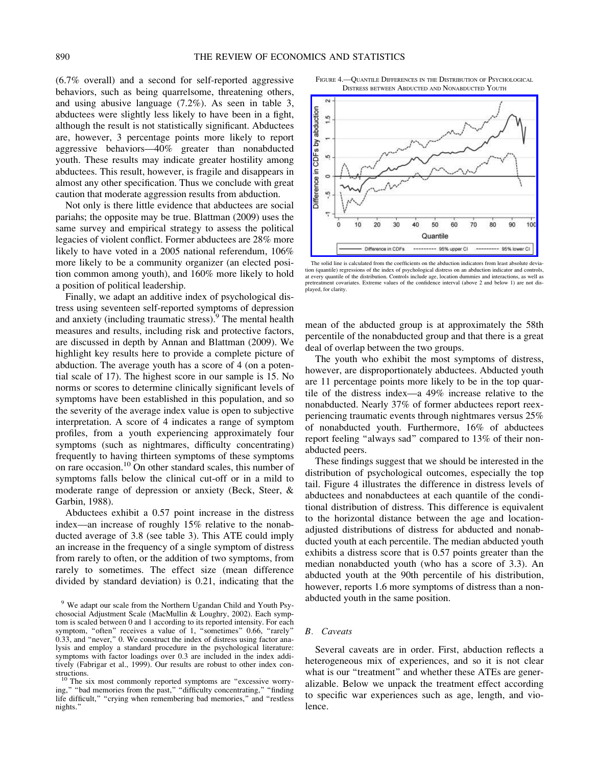(6.7% overall) and a second for self-reported aggressive behaviors, such as being quarrelsome, threatening others, and using abusive language (7.2%). As seen in table 3, abductees were slightly less likely to have been in a fight, although the result is not statistically significant. Abductees are, however, 3 percentage points more likely to report aggressive behaviors—40% greater than nonabducted youth. These results may indicate greater hostility among abductees. This result, however, is fragile and disappears in almost any other specification. Thus we conclude with great caution that moderate aggression results from abduction.

Not only is there little evidence that abductees are social pariahs; the opposite may be true. Blattman (2009) uses the same survey and empirical strategy to assess the political legacies of violent conflict. Former abductees are 28% more likely to have voted in a 2005 national referendum, 106% more likely to be a community organizer (an elected position common among youth), and 160% more likely to hold a position of political leadership.

Finally, we adapt an additive index of psychological distress using seventeen self-reported symptoms of depression and anxiety (including traumatic stress).[9] The mental health measures and results, including risk and protective factors, are discussed in depth by Annan and Blattman (2009). We highlight key results here to provide a complete picture of abduction. The average youth has a score of 4 (on a potential scale of 17). The highest score in our sample is 15. No norms or scores to determine clinically significant levels of symptoms have been established in this population, and so the severity of the average index value is open to subjective interpretation. A score of 4 indicates a range of symptom profiles, from a youth experiencing approximately four symptoms (such as nightmares, difficulty concentrating) frequently to having thirteen symptoms of these symptoms on rare occasion.[10] On other standard scales, this number of symptoms falls below the clinical cut-off or in a mild to moderate range of depression or anxiety (Beck, Steer, & Garbin, 1988).

Abductees exhibit a 0.57 point increase in the distress index—an increase of roughly 15% relative to the nonabducted average of 3.8 (see table 3). This ATE could imply an increase in the frequency of a single symptom of distress from rarely to often, or the addition of two symptoms, from rarely to sometimes. The effect size (mean difference divided by standard deviation) is 0.21, indicating that the mean of the abducted group is at approximately the 58th percentile of the nonabducted group and that there is a great deal of overlap between the two groups.

The youth who exhibit the most symptoms of distress, however, are disproportionately abductees. Abducted youth are 11 percentage points more likely to be in the top quartile of the distress index—a 49% increase relative to the nonabducted. Nearly 37% of former abductees report reexperiencing traumatic events through nightmares versus 25% of nonabducted youth. Furthermore, 16% of abductees report feeling "always sad" compared to 13% of their nonabducted peers.

These findings suggest that we should be interested in the distribution of psychological outcomes, especially the top tail. Figure 4 illustrates the difference in distress levels of abductees and nonabductees at each quantile of the conditional distribution of distress. This difference is equivalent to the horizontal distance between the age and location-adjusted distributions of distress for abducted and nonabducted youth at each percentile. The median abducted youth exhibits a distress score that is 0.57 points greater than the median nonabducted youth (who has a score of 3.3). An abducted youth at the 90th percentile of his distribution, however, reports 1.6 more symptoms of distress than a nonabducted youth in the same position.

FIGURE 4.—QUANTILE DIFFERENCES IN THE DISTRIBUTION OF PSYCHOLOGICAL DISTRESS BETWEEN ABDUCTED AND NONABDUCTED YOUTH

The solid line is calculated from the coefficients on the abduction indicators from least absolute deviation (quantile) regressions of the index of psychological distress on an abduction indicator and controls, at every quantile of the distribution. Controls include age, location dummies and interactions, as well as pretreatment covariates. Extreme values of the confidence interval (above 2 and below 1) are not displayed, for clarity.

### *B. Caveats*

Several caveats are in order. First, abduction reflects a heterogeneous mix of experiences, and so it is not clear what is our "treatment" and whether these ATEs are generalizable. Below we unpack the treatment effect according to specific war experiences such as age, length, and violence.

[9] We adapt our scale from the Northern Ugandan Child and Youth Psychosocial Adjustment Scale (MacMullin & Loughry, 2002). Each symptom is scaled between 0 and 1 according to its reported intensity. For each symptom, "often" receives a value of 1, "sometimes" 0.66, "rarely" 0.33, and "never," 0. We construct the index of distress using factor analysis and employ a standard procedure in the psychological literature: symptoms with factor loadings over 0.3 are included in the index additively (Fabrigar et al., 1999). Our results are robust to other index constructions.

[10] The six most commonly reported symptoms are "excessive worrying," "bad memories from the past," "difficulty concentrating," "finding life difficult," "crying when remembering bad memories," and "restless nights."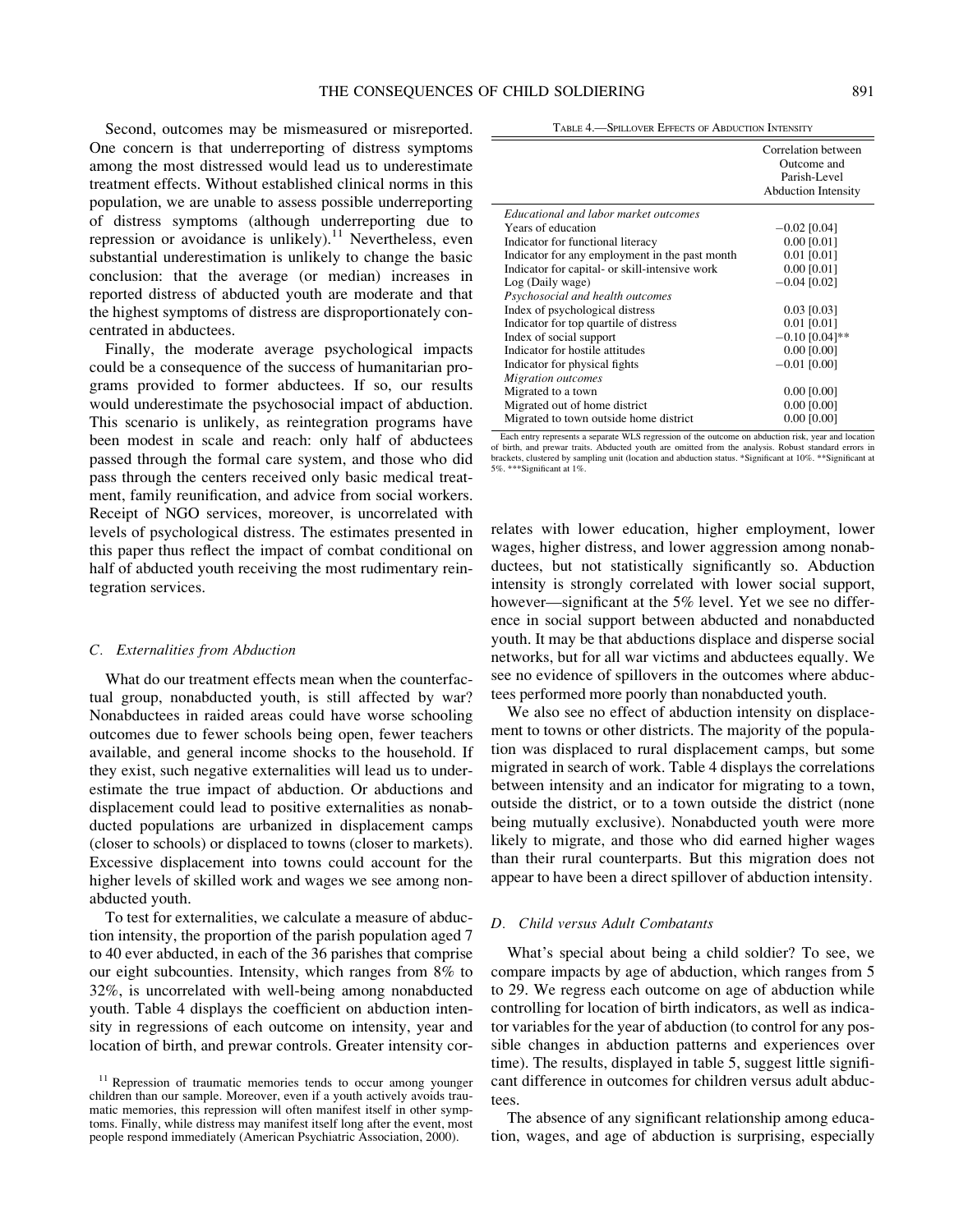Second, outcomes may be mismeasured or misreported. One concern is that underreporting of distress symptoms among the most distressed would lead us to underestimate treatment effects. Without established clinical norms in this population, we are unable to assess possible underreporting of distress symptoms (although underreporting due to repression or avoidance is unlikely).[11] Nevertheless, even substantial underestimation is unlikely to change the basic conclusion: that the average (or median) increases in reported distress of abducted youth are moderate and that the highest symptoms of distress are disproportionately concentrated in abductees.

Finally, the moderate average psychological impacts could be a consequence of the success of humanitarian programs provided to former abductees. If so, our results would underestimate the psychosocial impact of abduction. This scenario is unlikely, as reintegration programs have been modest in scale and reach: only half of abductees passed through the formal care system, and those who did pass through the centers received only basic medical treatment, family reunification, and advice from social workers. Receipt of NGO services, moreover, is uncorrelated with levels of psychological distress. The estimates presented in this paper thus reflect the impact of combat conditional on half of abducted youth receiving the most rudimentary reintegration services.

### *C. Externalities from Abduction*

What do our treatment effects mean when the counterfactual group, nonabducted youth, is still affected by war? Nonabductees in raided areas could have worse schooling outcomes due to fewer schools being open, fewer teachers available, and general income shocks to the household. If they exist, such negative externalities will lead us to underestimate the true impact of abduction. Or abductions and displacement could lead to positive externalities as nonabducted populations are urbanized in displacement camps (closer to schools) or displaced to towns (closer to markets). Excessive displacement into towns could account for the higher levels of skilled work and wages we see among nonabducted youth.

To test for externalities, we calculate a measure of abduction intensity, the proportion of the parish population aged 7 to 40 ever abducted, in each of the 36 parishes that comprise our eight subcounties. Intensity, which ranges from 8% to 32%, is uncorrelated with well-being among nonabducted youth. Table 4 displays the coefficient on abduction intensity in regressions of each outcome on intensity, year and location of birth, and prewar controls. Greater intensity correlates with lower education, higher employment, lower wages, higher distress, and lower aggression among nonabductees, but not statistically significantly so. Abduction intensity is strongly correlated with lower social support, however—significant at the 5% level. Yet we see no difference in social support between abducted and nonabducted youth. It may be that abductions displace and disperse social networks, but for all war victims and abductees equally. We see no evidence of spillovers in the outcomes where abductees performed more poorly than nonabducted youth.

TABLE 4.—SPILLOVER EFFECTS OF ABDUCTION INTENSITY

| | Correlation between Outcome and Parish-Level Abduction Intensity |
|---|---|
| *Educational and labor market outcomes* | |
| Years of education | −0.02 [0.04] |
| Indicator for functional literacy | 0.00 [0.01] |
| Indicator for any employment in the past month | 0.01 [0.01] |
| Indicator for capital- or skill-intensive work | 0.00 [0.01] |
| Log (Daily wage) | −0.04 [0.02] |
| *Psychosocial and health outcomes* | |
| Index of psychological distress | 0.03 [0.03] |
| Indicator for top quartile of distress | 0.01 [0.01] |
| Index of social support | −0.10 [0.04]** |
| Indicator for hostile attitudes | 0.00 [0.00] |
| Indicator for physical fights | −0.01 [0.00] |
| *Migration outcomes* | |
| Migrated to a town | 0.00 [0.00] |
| Migrated out of home district | 0.00 [0.00] |
| Migrated to town outside home district | 0.00 [0.00] |

Each entry represents a separate WLS regression of the outcome on abduction risk, year and location of birth, and prewar traits. Abducted youth are omitted from the analysis. Robust standard errors in brackets, clustered by sampling unit (location and abduction status. *Significant at 10%. **Significant at 5%. ***Significant at 1%.

We also see no effect of abduction intensity on displacement to towns or other districts. The majority of the population was displaced to rural displacement camps, but some migrated in search of work. Table 4 displays the correlations between intensity and an indicator for migrating to a town, outside the district, or to a town outside the district (none being mutually exclusive). Nonabducted youth were more likely to migrate, and those who did earned higher wages than their rural counterparts. But this migration does not appear to have been a direct spillover of abduction intensity.

### *D. Child versus Adult Combatants*

What's special about being a child soldier? To see, we compare impacts by age of abduction, which ranges from 5 to 29. We regress each outcome on age of abduction while controlling for location of birth indicators, as well as indicator variables for the year of abduction (to control for any possible changes in abduction patterns and experiences over time). The results, displayed in table 5, suggest little significant difference in outcomes for children versus adult abductees.

The absence of any significant relationship among education, wages, and age of abduction is surprising, especially

[11] Repression of traumatic memories tends to occur among younger children than our sample. Moreover, even if a youth actively avoids traumatic memories, this repression will often manifest itself in other symptoms. Finally, while distress may manifest itself long after the event, most people respond immediately (American Psychiatric Association, 2000).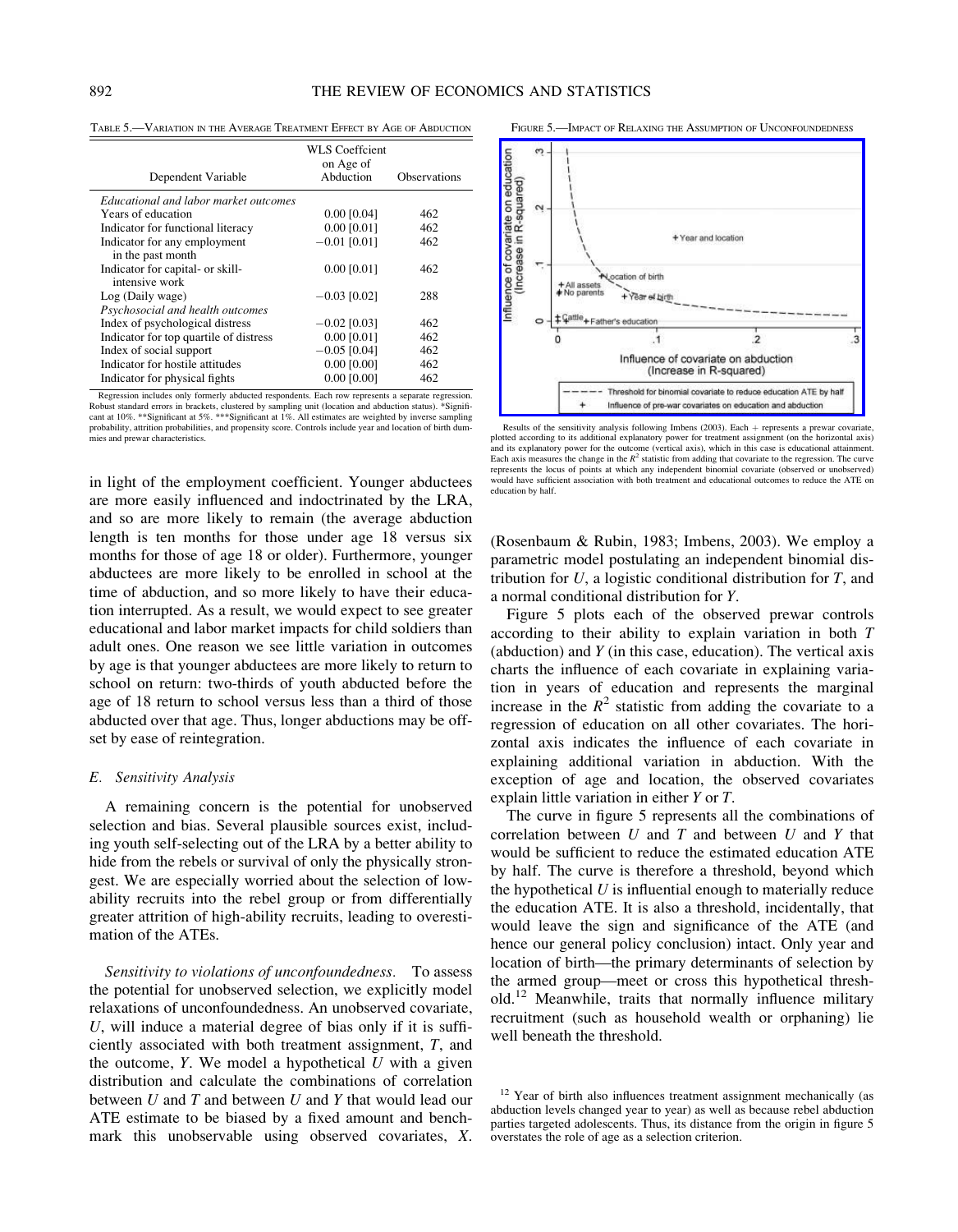TABLE 5.—VARIATION IN THE AVERAGE TREATMENT EFFECT BY AGE OF ABDUCTION

| Dependent Variable | WLS Coeffcient on Age of Abduction | Observations |
|---|---|---|
| *Educational and labor market outcomes* | | |
| Years of education | 0.00 [0.04] | 462 |
| Indicator for functional literacy | 0.00 [0.01] | 462 |
| Indicator for any employment in the past month | −0.01 [0.01] | 462 |
| Indicator for capital- or skill-intensive work | 0.00 [0.01] | 462 |
| Log (Daily wage) | −0.03 [0.02] | 288 |
| *Psychosocial and health outcomes* | | |
| Index of psychological distress | −0.02 [0.03] | 462 |
| Indicator for top quartile of distress | 0.00 [0.01] | 462 |
| Index of social support | −0.05 [0.04] | 462 |
| Indicator for hostile attitudes | 0.00 [0.00] | 462 |
| Indicator for physical fights | 0.00 [0.00] | 462 |

Regression includes only formerly abducted respondents. Each row represents a separate regression. Robust standard errors in brackets, clustered by sampling unit (location and abduction status). *Significant at 10%. **Significant at 5%. ***Significant at 1%. All estimates are weighted by inverse sampling probability, attrition probabilities, and propensity score. Controls include year and location of birth dummies and prewar characteristics.

in light of the employment coefficient. Younger abductees are more easily influenced and indoctrinated by the LRA, and so are more likely to remain (the average abduction length is ten months for those under age 18 versus six months for those of age 18 or older). Furthermore, younger abductees are more likely to be enrolled in school at the time of abduction, and so more likely to have their education interrupted. As a result, we would expect to see greater educational and labor market impacts for child soldiers than adult ones. One reason we see little variation in outcomes by age is that younger abductees are more likely to return to school on return: two-thirds of youth abducted before the age of 18 return to school versus less than a third of those abducted over that age. Thus, longer abductions may be offset by ease of reintegration.

### *E. Sensitivity Analysis*

A remaining concern is the potential for unobserved selection and bias. Several plausible sources exist, including youth self-selecting out of the LRA by a better ability to hide from the rebels or survival of only the physically strongest. We are especially worried about the selection of low-ability recruits into the rebel group or from differentially greater attrition of high-ability recruits, leading to overestimation of the ATEs.

*Sensitivity to violations of unconfoundedness.* To assess the potential for unobserved selection, we explicitly model relaxations of unconfoundedness. An unobserved covariate, $U$, will induce a material degree of bias only if it is sufficiently associated with both treatment assignment, $T$, and the outcome, $Y$. We model a hypothetical $U$ with a given distribution and calculate the combinations of correlation between $U$ and $T$ and between $U$ and $Y$ that would lead our ATE estimate to be biased by a fixed amount and benchmark this unobservable using observed covariates, $X$.

FIGURE 5.—IMPACT OF RELAXING THE ASSUMPTION OF UNCONFOUNDEDNESS

Results of the sensitivity analysis following Imbens (2003). Each + represents a prewar covariate, plotted according to its additional explanatory power for treatment assignment (on the horizontal axis) and its explanatory power for the outcome (vertical axis), which in this case is educational attainment. Each axis measures the change in the $R^2$ statistic from adding that covariate to the regression. The curve represents the locus of points at which any independent binomial covariate (observed or unobserved) would have sufficient association with both treatment and educational outcomes to reduce the ATE on education by half.

(Rosenbaum & Rubin, 1983; Imbens, 2003). We employ a parametric model postulating an independent binomial distribution for $U$, a logistic conditional distribution for $T$, and a normal conditional distribution for $Y$.

Figure 5 plots each of the observed prewar controls according to their ability to explain variation in both $T$ (abduction) and $Y$ (in this case, education). The vertical axis charts the influence of each covariate in explaining variation in years of education and represents the marginal increase in the $R^2$ statistic from adding the covariate to a regression of education on all other covariates. The horizontal axis indicates the influence of each covariate in explaining additional variation in abduction. With the exception of age and location, the observed covariates explain little variation in either $Y$ or $T$.

The curve in figure 5 represents all the combinations of correlation between $U$ and $T$ and between $U$ and $Y$ that would be sufficient to reduce the estimated education ATE by half. The curve is therefore a threshold, beyond which the hypothetical $U$ is influential enough to materially reduce the education ATE. It is also a threshold, incidentally, that would leave the sign and significance of the ATE (and hence our general policy conclusion) intact. Only year and location of birth—the primary determinants of selection by the armed group—meet or cross this hypothetical threshold.[12] Meanwhile, traits that normally influence military recruitment (such as household wealth or orphaning) lie well beneath the threshold.

[12] Year of birth also influences treatment assignment mechanically (as abduction levels changed year to year) as well as because rebel abduction parties targeted adolescents. Thus, its distance from the origin in figure 5 overstates the role of age as a selection criterion.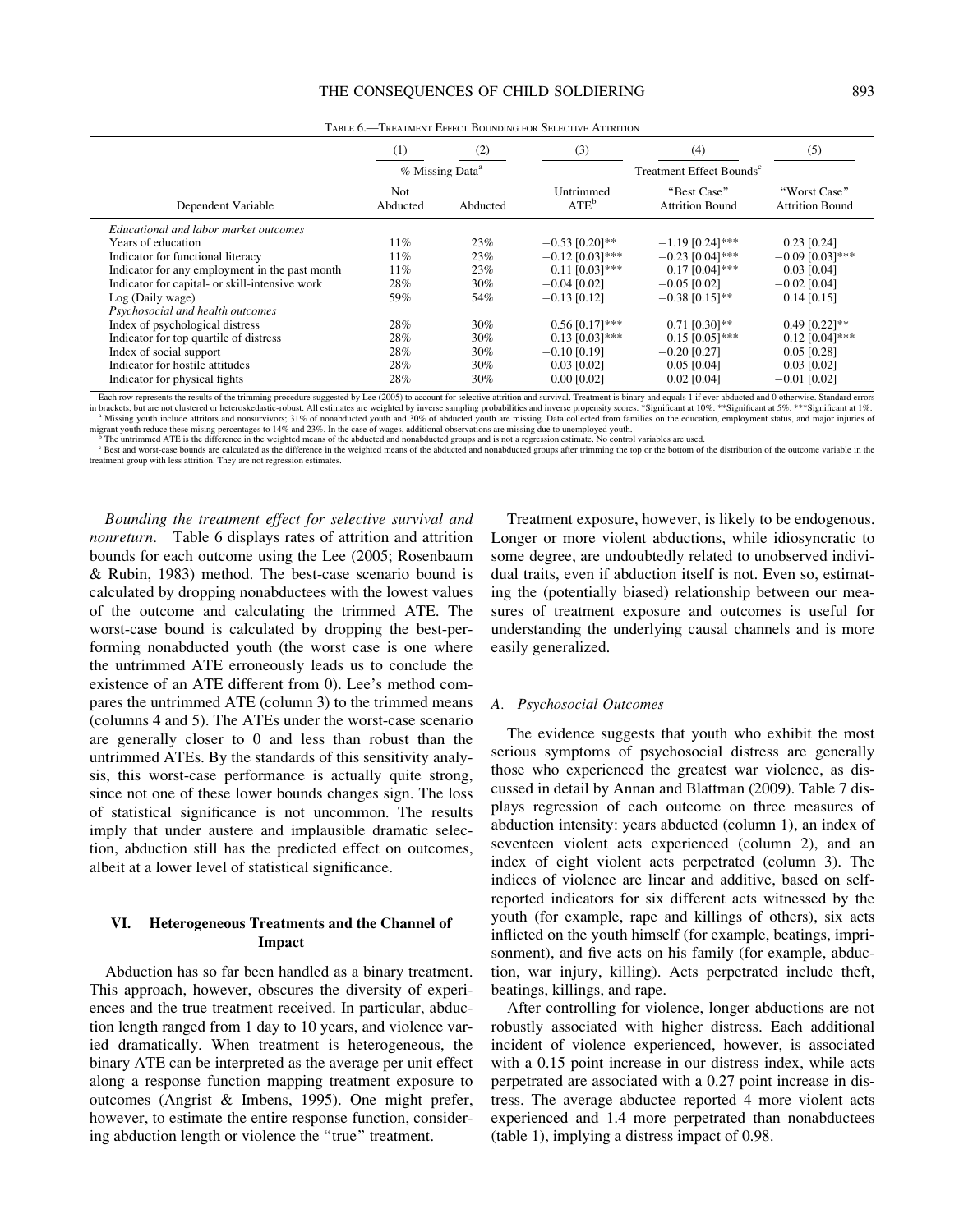TABLE 6.—TREATMENT EFFECT BOUNDING FOR SELECTIVE ATTRITION

| Dependent Variable | (1) | (2) | (3) | (4) | (5) |
|---|---|---|---|---|---|
| | % Missing Data[a] | | Treatment Effect Bounds[c] | | |
| | Not Abducted | Abducted | Untrimmed ATE[b] | "Best Case" Attrition Bound | "Worst Case" Attrition Bound |
| *Educational and labor market outcomes* | | | | | |
| Years of education | 11% | 23% | −0.53 [0.20]** | −1.19 [0.24]*** | 0.23 [0.24] |
| Indicator for functional literacy | 11% | 23% | −0.12 [0.03]*** | −0.23 [0.04]*** | −0.09 [0.03]*** |
| Indicator for any employment in the past month | 11% | 23% | 0.11 [0.03]*** | 0.17 [0.04]*** | 0.03 [0.04] |
| Indicator for capital- or skill-intensive work | 28% | 30% | −0.04 [0.02] | −0.05 [0.02] | −0.02 [0.04] |
| Log (Daily wage) | 59% | 54% | −0.13 [0.12] | −0.38 [0.15]** | 0.14 [0.15] |
| *Psychosocial and health outcomes* | | | | | |
| Index of psychological distress | 28% | 30% | 0.56 [0.17]*** | 0.71 [0.30]** | 0.49 [0.22]** |
| Indicator for top quartile of distress | 28% | 30% | 0.13 [0.03]*** | 0.15 [0.05]*** | 0.12 [0.04]*** |
| Index of social support | 28% | 30% | −0.10 [0.19] | −0.20 [0.27] | 0.05 [0.28] |
| Indicator for hostile attitudes | 28% | 30% | 0.03 [0.02] | 0.05 [0.04] | 0.03 [0.02] |
| Indicator for physical fights | 28% | 30% | 0.00 [0.02] | 0.02 [0.04] | −0.01 [0.02] |

Each row represents the results of the trimming procedure suggested by Lee (2005) to account for selective attrition and survival. Treatment is binary and equals 1 if ever abducted and 0 otherwise. Standard errors in brackets, but are not clustered or heteroskedastic-robust. All estimates are weighted by inverse sampling probabilities and inverse propensity scores. *Significant at 10%. **Significant at 5%. ***Significant at 1%.
[a] Missing youth include attritors and nonsurvivors; 31% of nonabducted youth and 30% of abducted youth are missing. Data collected from families on the education, employment status, and major injuries of migrant youth reduce these mising percentages to 14% and 23%. In the case of wages, additional observations are missing due to unemployed youth.
[b] The untrimmed ATE is the difference in the weighted means of the abducted and nonabducted groups and is not a regression estimate. No control variables are used.
[c] Best and worst-case bounds are calculated as the difference in the weighted means of the abducted and nonabducted groups after trimming the top or the bottom of the distribution of the outcome variable in the treatment group with less attrition. They are not regression estimates.

*Bounding the treatment effect for selective survival and nonreturn.* Table 6 displays rates of attrition and attrition bounds for each outcome using the Lee (2005; Rosenbaum & Rubin, 1983) method. The best-case scenario bound is calculated by dropping nonabductees with the lowest values of the outcome and calculating the trimmed ATE. The worst-case bound is calculated by dropping the best-performing nonabducted youth (the worst case is one where the untrimmed ATE erroneously leads us to conclude the existence of an ATE different from 0). Lee's method compares the untrimmed ATE (column 3) to the trimmed means (columns 4 and 5). The ATEs under the worst-case scenario are generally closer to 0 and less than robust than the untrimmed ATEs. By the standards of this sensitivity analysis, this worst-case performance is actually quite strong, since not one of these lower bounds changes sign. The loss of statistical significance is not uncommon. The results imply that under austere and implausible dramatic selection, abduction still has the predicted effect on outcomes, albeit at a lower level of statistical significance.

## VI. Heterogeneous Treatments and the Channel of Impact

Abduction has so far been handled as a binary treatment. This approach, however, obscures the diversity of experiences and the true treatment received. In particular, abduction length ranged from 1 day to 10 years, and violence varied dramatically. When treatment is heterogeneous, the binary ATE can be interpreted as the average per unit effect along a response function mapping treatment exposure to outcomes (Angrist & Imbens, 1995). One might prefer, however, to estimate the entire response function, considering abduction length or violence the "true" treatment.

Treatment exposure, however, is likely to be endogenous. Longer or more violent abductions, while idiosyncratic to some degree, are undoubtedly related to unobserved individual traits, even if abduction itself is not. Even so, estimating the (potentially biased) relationship between our measures of treatment exposure and outcomes is useful for understanding the underlying causal channels and is more easily generalized.

### A. Psychosocial Outcomes

The evidence suggests that youth who exhibit the most serious symptoms of psychosocial distress are generally those who experienced the greatest war violence, as discussed in detail by Annan and Blattman (2009). Table 7 displays regression of each outcome on three measures of abduction intensity: years abducted (column 1), an index of seventeen violent acts experienced (column 2), and an index of eight violent acts perpetrated (column 3). The indices of violence are linear and additive, based on self-reported indicators for six different acts witnessed by the youth (for example, rape and killings of others), six acts inflicted on the youth himself (for example, beatings, imprisonment), and five acts on his family (for example, abduction, war injury, killing). Acts perpetrated include theft, beatings, killings, and rape.

After controlling for violence, longer abductions are not robustly associated with higher distress. Each additional incident of violence experienced, however, is associated with a 0.15 point increase in our distress index, while acts perpetrated are associated with a 0.27 point increase in distress. The average abductee reported 4 more violent acts experienced and 1.4 more perpetrated than nonabductees (table 1), implying a distress impact of 0.98.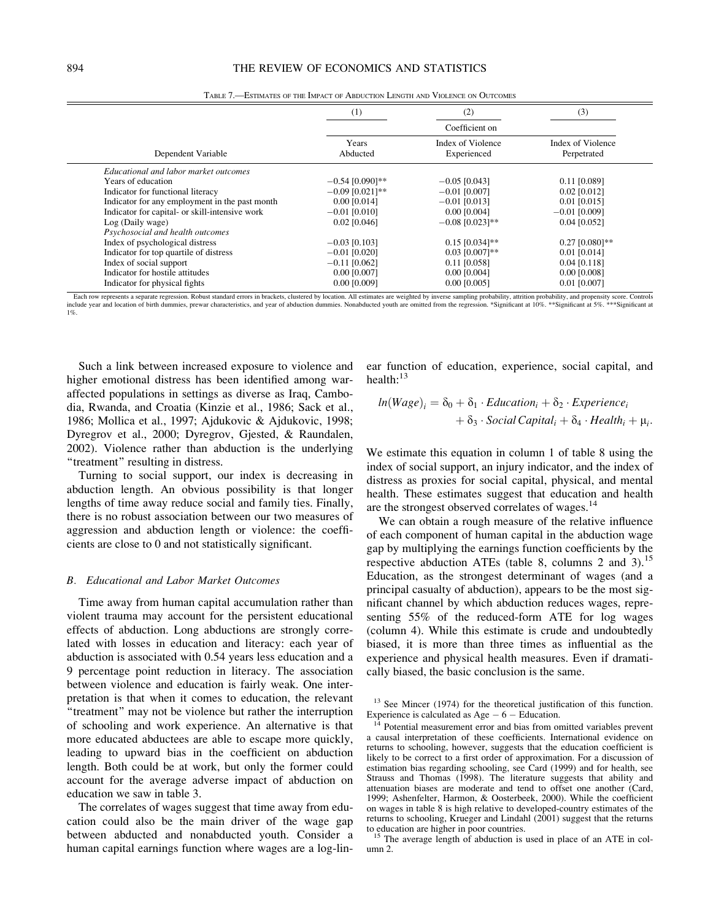TABLE 7.—ESTIMATES OF THE IMPACT OF ABDUCTION LENGTH AND VIOLENCE ON OUTCOMES

| | (1) | (2) | (3) |
|---|---|---|---|
| | Coefficient on | | |
| Dependent Variable | Years Abducted | Index of Violence Experienced | Index of Violence Perpetrated |
| *Educational and labor market outcomes* | | | |
| Years of education | −0.54 [0.090]** | −0.05 [0.043] | 0.11 [0.089] |
| Indicator for functional literacy | −0.09 [0.021]** | −0.01 [0.007] | 0.02 [0.012] |
| Indicator for any employment in the past month | 0.00 [0.014] | −0.01 [0.013] | 0.01 [0.015] |
| Indicator for capital- or skill-intensive work | −0.01 [0.010] | 0.00 [0.004] | −0.01 [0.009] |
| Log (Daily wage) | 0.02 [0.046] | −0.08 [0.023]** | 0.04 [0.052] |
| *Psychosocial and health outcomes* | | | |
| Index of psychological distress | −0.03 [0.103] | 0.15 [0.034]** | 0.27 [0.080]** |
| Indicator for top quartile of distress | −0.01 [0.020] | 0.03 [0.007]** | 0.01 [0.014] |
| Index of social support | −0.11 [0.062] | 0.11 [0.058] | 0.04 [0.118] |
| Indicator for hostile attitudes | 0.00 [0.007] | 0.00 [0.004] | 0.00 [0.008] |
| Indicator for physical fights | 0.00 [0.009] | 0.00 [0.005] | 0.01 [0.007] |

Each row represents a separate regression. Robust standard errors in brackets, clustered by location. All estimates are weighted by inverse sampling probability, attrition probability, and propensity score. Controls include year and location of birth dummies, prewar characteristics, and year of abduction dummies. Nonabducted youth are omitted from the regression. *Significant at 10%. **Significant at 5%. ***Significant at 1%.

Such a link between increased exposure to violence and higher emotional distress has been identified among war-affected populations in settings as diverse as Iraq, Cambodia, Rwanda, and Croatia (Kinzie et al., 1986; Sack et al., 1986; Mollica et al., 1997; Ajdukovic & Ajdukovic, 1998; Dyregrov et al., 2000; Dyregrov, Gjested, & Raundalen, 2002). Violence rather than abduction is the underlying "treatment" resulting in distress.

Turning to social support, our index is decreasing in abduction length. An obvious possibility is that longer lengths of time away reduce social and family ties. Finally, there is no robust association between our two measures of aggression and abduction length or violence: the coefficients are close to 0 and not statistically significant.

### *B. Educational and Labor Market Outcomes*

Time away from human capital accumulation rather than violent trauma may account for the persistent educational effects of abduction. Long abductions are strongly correlated with losses in education and literacy: each year of abduction is associated with 0.54 years less education and a 9 percentage point reduction in literacy. The association between violence and education is fairly weak. One interpretation is that when it comes to education, the relevant "treatment" may not be violence but rather the interruption of schooling and work experience. An alternative is that more educated abductees are able to escape more quickly, leading to upward bias in the coefficient on abduction length. Both could be at work, but only the former could account for the average adverse impact of abduction on education we saw in table 3.

The correlates of wages suggest that time away from education could also be the main driver of the wage gap between abducted and nonabducted youth. Consider a human capital earnings function where wages are a log-linear function of education, experience, social capital, and health:[13]

$$ln(Wage)_i = \delta_0 + \delta_1 \cdot Education_i + \delta_2 \cdot Experience_i + \delta_3 \cdot Social\,Capital_i + \delta_4 \cdot Health_i + \mu_i.$$

We estimate this equation in column 1 of table 8 using the index of social support, an injury indicator, and the index of distress as proxies for social capital, physical, and mental health. These estimates suggest that education and health are the strongest observed correlates of wages.[14]

We can obtain a rough measure of the relative influence of each component of human capital in the abduction wage gap by multiplying the earnings function coefficients by the respective abduction ATEs (table 8, columns 2 and 3).[15] Education, as the strongest determinant of wages (and a principal casualty of abduction), appears to be the most significant channel by which abduction reduces wages, representing 55% of the reduced-form ATE for log wages (column 4). While this estimate is crude and undoubtedly biased, it is more than three times as influential as the experience and physical health measures. Even if dramatically biased, the basic conclusion is the same.

[13] See Mincer (1974) for the theoretical justification of this function. Experience is calculated as Age − 6 − Education.

[14] Potential measurement error and bias from omitted variables prevent a causal interpretation of these coefficients. International evidence on returns to schooling, however, suggests that the education coefficient is likely to be correct to a first order of approximation. For a discussion of estimation bias regarding schooling, see Card (1999) and for health, see Strauss and Thomas (1998). The literature suggests that ability and attenuation biases are moderate and tend to offset one another (Card, 1999; Ashenfelter, Harmon, & Oosterbeek, 2000). While the coefficient on wages in table 8 is high relative to developed-country estimates of the returns to schooling, Krueger and Lindahl (2001) suggest that the returns to education are higher in poor countries.

[15] The average length of abduction is used in place of an ATE in column 2.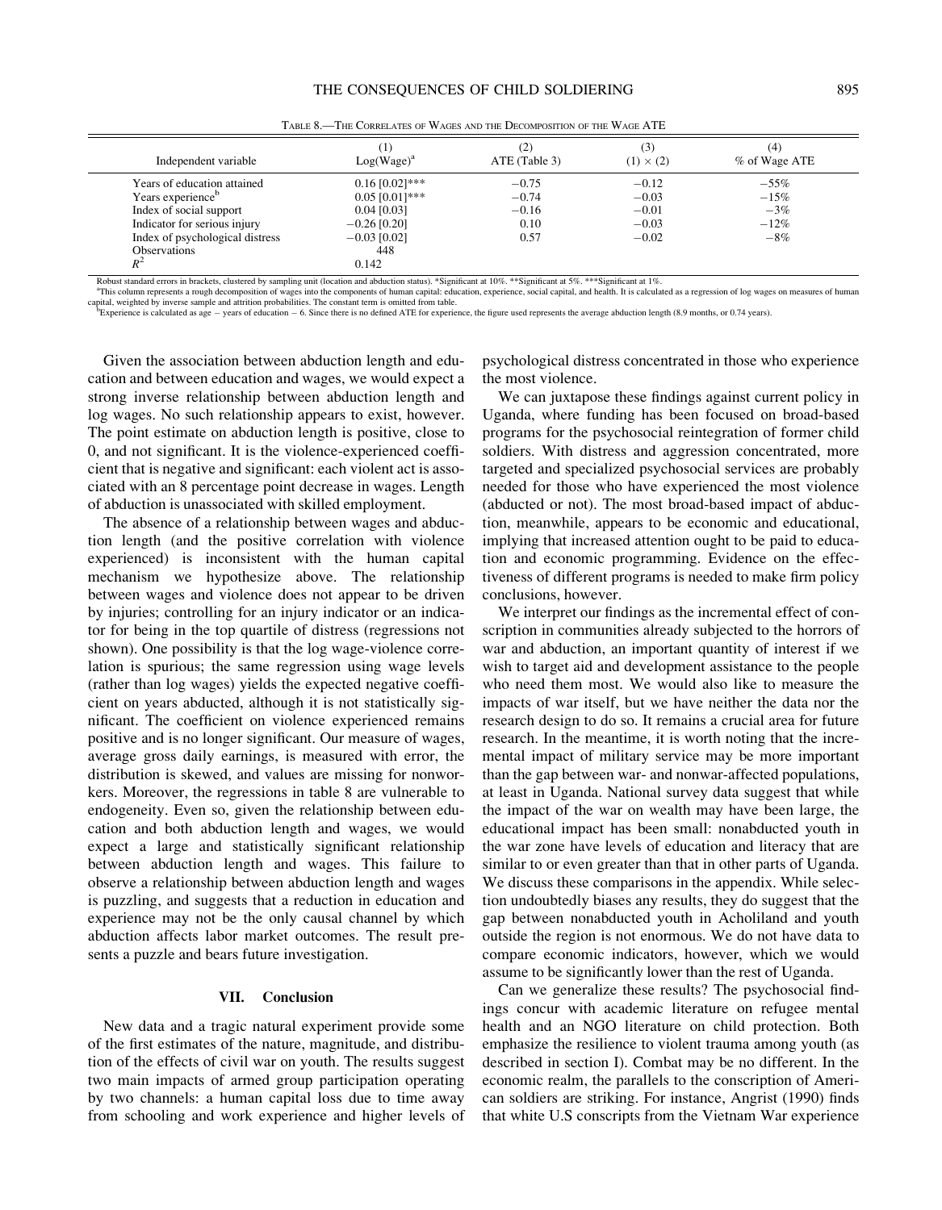TABLE 8.—THE CORRELATES OF WAGES AND THE DECOMPOSITION OF THE WAGE ATE

| Independent variable | (1) Log(Wage)[a] | (2) ATE (Table 3) | (3) (1) × (2) | (4) % of Wage ATE |
|---|---|---|---|---|
| Years of education attained | 0.16 [0.02]*** | −0.75 | −0.12 | −55% |
| Years experience[b] | 0.05 [0.01]*** | −0.74 | −0.03 | −15% |
| Index of social support | 0.04 [0.03] | −0.16 | −0.01 | −3% |
| Indicator for serious injury | −0.26 [0.20] | 0.10 | −0.03 | −12% |
| Index of psychological distress | −0.03 [0.02] | 0.57 | −0.02 | −8% |
| Observations | 448 | | | |
| $R^2$ | 0.142 | | | |

Robust standard errors in brackets, clustered by sampling unit (location and abduction status). *Significant at 10%. **Significant at 5%. ***Significant at 1%.
[a]This column represents a rough decomposition of wages into the components of human capital: education, experience, social capital, and health. It is calculated as a regression of log wages on measures of human capital, weighted by inverse sample and attrition probabilities. The constant term is omitted from table.
[b]Experience is calculated as age − years of education − 6. Since there is no defined ATE for experience, the figure used represents the average abduction length (8.9 months, or 0.74 years).

Given the association between abduction length and education and between education and wages, we would expect a strong inverse relationship between abduction length and log wages. No such relationship appears to exist, however. The point estimate on abduction length is positive, close to 0, and not significant. It is the violence-experienced coefficient that is negative and significant: each violent act is associated with an 8 percentage point decrease in wages. Length of abduction is unassociated with skilled employment.

The absence of a relationship between wages and abduction length (and the positive correlation with violence experienced) is inconsistent with the human capital mechanism we hypothesize above. The relationship between wages and violence does not appear to be driven by injuries; controlling for an injury indicator or an indicator for being in the top quartile of distress (regressions not shown). One possibility is that the log wage-violence correlation is spurious; the same regression using wage levels (rather than log wages) yields the expected negative coefficient on years abducted, although it is not statistically significant. The coefficient on violence experienced remains positive and is no longer significant. Our measure of wages, average gross daily earnings, is measured with error, the distribution is skewed, and values are missing for nonworkers. Moreover, the regressions in table 8 are vulnerable to endogeneity. Even so, given the relationship between education and both abduction length and wages, we would expect a large and statistically significant relationship between abduction length and wages. This failure to observe a relationship between abduction length and wages is puzzling, and suggests that a reduction in education and experience may not be the only causal channel by which abduction affects labor market outcomes. The result presents a puzzle and bears future investigation.

## VII. Conclusion

New data and a tragic natural experiment provide some of the first estimates of the nature, magnitude, and distribution of the effects of civil war on youth. The results suggest two main impacts of armed group participation operating by two channels: a human capital loss due to time away from schooling and work experience and higher levels of psychological distress concentrated in those who experience the most violence.

We can juxtapose these findings against current policy in Uganda, where funding has been focused on broad-based programs for the psychosocial reintegration of former child soldiers. With distress and aggression concentrated, more targeted and specialized psychosocial services are probably needed for those who have experienced the most violence (abducted or not). The most broad-based impact of abduction, meanwhile, appears to be economic and educational, implying that increased attention ought to be paid to education and economic programming. Evidence on the effectiveness of different programs is needed to make firm policy conclusions, however.

We interpret our findings as the incremental effect of conscription in communities already subjected to the horrors of war and abduction, an important quantity of interest if we wish to target aid and development assistance to the people who need them most. We would also like to measure the impacts of war itself, but we have neither the data nor the research design to do so. It remains a crucial area for future research. In the meantime, it is worth noting that the incremental impact of military service may be more important than the gap between war- and nonwar-affected populations, at least in Uganda. National survey data suggest that while the impact of the war on wealth may have been large, the educational impact has been small: nonabducted youth in the war zone have levels of education and literacy that are similar to or even greater than that in other parts of Uganda. We discuss these comparisons in the appendix. While selection undoubtedly biases any results, they do suggest that the gap between nonabducted youth in Acholiland and youth outside the region is not enormous. We do not have data to compare economic indicators, however, which we would assume to be significantly lower than the rest of Uganda.

Can we generalize these results? The psychosocial findings concur with academic literature on refugee mental health and an NGO literature on child protection. Both emphasize the resilience to violent trauma among youth (as described in section I). Combat may be no different. In the economic realm, the parallels to the conscription of American soldiers are striking. For instance, Angrist (1990) finds that white U.S conscripts from the Vietnam War experience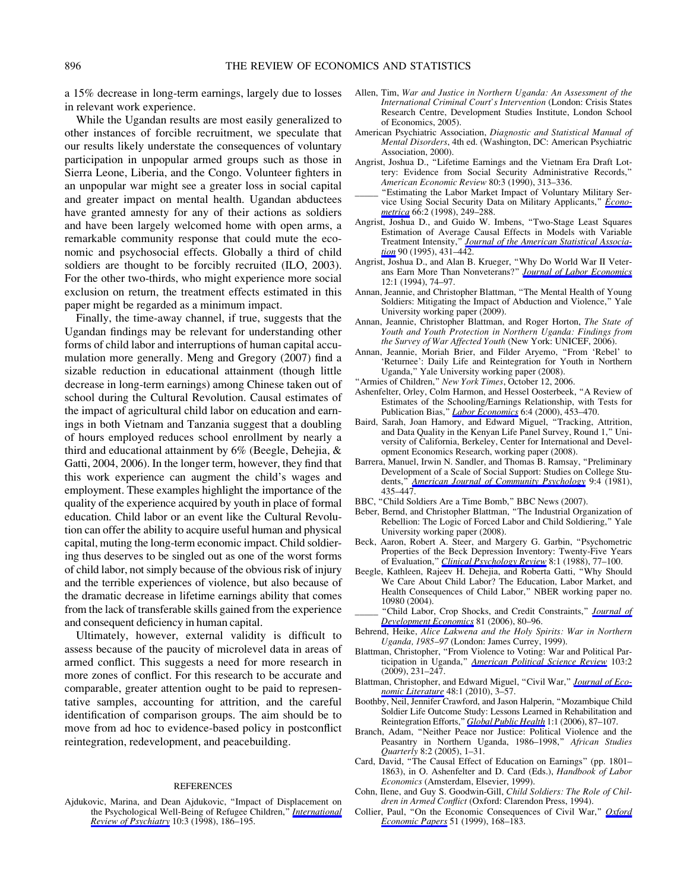a 15% decrease in long-term earnings, largely due to losses in relevant work experience.

While the Ugandan results are most easily generalized to other instances of forcible recruitment, we speculate that our results likely understate the consequences of voluntary participation in unpopular armed groups such as those in Sierra Leone, Liberia, and the Congo. Volunteer fighters in an unpopular war might see a greater loss in social capital and greater impact on mental health. Ugandan abductees have granted amnesty for any of their actions as soldiers and have been largely welcomed home with open arms, a remarkable community response that could mute the economic and psychosocial effects. Globally a third of child soldiers are thought to be forcibly recruited (ILO, 2003). For the other two-thirds, who might experience more social exclusion on return, the treatment effects estimated in this paper might be regarded as a minimum impact.

Finally, the time-away channel, if true, suggests that the Ugandan findings may be relevant for understanding other forms of child labor and interruptions of human capital accumulation more generally. Meng and Gregory (2007) find a sizable reduction in educational attainment (though little decrease in long-term earnings) among Chinese taken out of school during the Cultural Revolution. Causal estimates of the impact of agricultural child labor on education and earnings in both Vietnam and Tanzania suggest that a doubling of hours employed reduces school enrollment by nearly a third and educational attainment by 6% (Beegle, Dehejia, & Gatti, 2004, 2006). In the longer term, however, they find that this work experience can augment the child's wages and employment. These examples highlight the importance of the quality of the experience acquired by youth in place of formal education. Child labor or an event like the Cultural Revolution can offer the ability to acquire useful human and physical capital, muting the long-term economic impact. Child soldiering thus deserves to be singled out as one of the worst forms of child labor, not simply because of the obvious risk of injury and the terrible experiences of violence, but also because of the dramatic decrease in lifetime earnings ability that comes from the lack of transferable skills gained from the experience and consequent deficiency in human capital.

Ultimately, however, external validity is difficult to assess because of the paucity of microlevel data in areas of armed conflict. This suggests a need for more research in more zones of conflict. For this research to be accurate and comparable, greater attention ought to be paid to representative samples, accounting for attrition, and the careful identification of comparison groups. The aim should be to move from ad hoc to evidence-based policy in postconflict reintegration, redevelopment, and peacebuilding.

## REFERENCES

Ajdukovic, Marina, and Dean Ajdukovic, "Impact of Displacement on the Psychological Well-Being of Refugee Children," *International Review of Psychiatry* 10:3 (1998), 186–195.

Allen, Tim, *War and Justice in Northern Uganda: An Assessment of the International Criminal Court's Intervention* (London: Crisis States Research Centre, Development Studies Institute, London School of Economics, 2005).

American Psychiatric Association, *Diagnostic and Statistical Manual of Mental Disorders*, 4th ed. (Washington, DC: American Psychiatric Association, 2000).

Angrist, Joshua D., "Lifetime Earnings and the Vietnam Era Draft Lottery: Evidence from Social Security Administrative Records," *American Economic Review* 80:3 (1990), 313–336.

_____ "Estimating the Labor Market Impact of Voluntary Military Service Using Social Security Data on Military Applicants," *Econometrica* 66:2 (1998), 249–288.

Angrist, Joshua D., and Guido W. Imbens, "Two-Stage Least Squares Estimation of Average Causal Effects in Models with Variable Treatment Intensity," *Journal of the American Statistical Association* 90 (1995), 431–442.

Angrist, Joshua D., and Alan B. Krueger, "Why Do World War II Veterans Earn More Than Nonveterans?" *Journal of Labor Economics* 12:1 (1994), 74–97.

Annan, Jeannie, and Christopher Blattman, "The Mental Health of Young Soldiers: Mitigating the Impact of Abduction and Violence," Yale University working paper (2009).

Annan, Jeannie, Christopher Blattman, and Roger Horton, *The State of Youth and Youth Protection in Northern Uganda: Findings from the Survey of War Affected Youth* (New York: UNICEF, 2006).

Annan, Jeannie, Moriah Brier, and Filder Aryemo, "From 'Rebel' to 'Returnee': Daily Life and Reintegration for Youth in Northern Uganda," Yale University working paper (2008).

"Armies of Children," *New York Times*, October 12, 2006.

Ashenfelter, Orley, Colm Harmon, and Hessel Oosterbeek, "A Review of Estimates of the Schooling/Earnings Relationship, with Tests for Publication Bias," *Labor Economics* 6:4 (2000), 453–470.

Baird, Sarah, Joan Hamory, and Edward Miguel, "Tracking, Attrition, and Data Quality in the Kenyan Life Panel Survey, Round 1," University of California, Berkeley, Center for International and Development Economics Research, working paper (2008).

Barrera, Manuel, Irwin N. Sandler, and Thomas B. Ramsay, "Preliminary Development of a Scale of Social Support: Studies on College Students," *American Journal of Community Psychology* 9:4 (1981), 435–447.

BBC, "Child Soldiers Are a Time Bomb," BBC News (2007).

Beber, Bernd, and Christopher Blattman, "The Industrial Organization of Rebellion: The Logic of Forced Labor and Child Soldiering," Yale University working paper (2008).

Beck, Aaron, Robert A. Steer, and Margery G. Garbin, "Psychometric Properties of the Beck Depression Inventory: Twenty-Five Years of Evaluation," *Clinical Psychology Review* 8:1 (1988), 77–100.

Beegle, Kathleen, Rajeev H. Dehejia, and Roberta Gatti, "Why Should We Care About Child Labor? The Education, Labor Market, and Health Consequences of Child Labor," NBER working paper no. 10980 (2004).

_____ "Child Labor, Crop Shocks, and Credit Constraints," *Journal of Development Economics* 81 (2006), 80–96.

Behrend, Heike, *Alice Lakwena and the Holy Spirits: War in Northern Uganda, 1985–97* (London: James Currey, 1999).

Blattman, Christopher, "From Violence to Voting: War and Political Participation in Uganda," *American Political Science Review* 103:2 (2009), 231–247.

Blattman, Christopher, and Edward Miguel, "Civil War," *Journal of Economic Literature* 48:1 (2010), 3–57.

Boothby, Neil, Jennifer Crawford, and Jason Halperin, "Mozambique Child Soldier Life Outcome Study: Lessons Learned in Rehabilitation and Reintegration Efforts," *Global Public Health* 1:1 (2006), 87–107.

Branch, Adam, "Neither Peace nor Justice: Political Violence and the Peasantry in Northern Uganda, 1986–1998," *African Studies Quarterly* 8:2 (2005), 1–31.

Card, David, "The Causal Effect of Education on Earnings" (pp. 1801–1863), in O. Ashenfelter and D. Card (Eds.), *Handbook of Labor Economics* (Amsterdam, Elsevier, 1999).

Cohn, Ilene, and Guy S. Goodwin-Gill, *Child Soldiers: The Role of Children in Armed Conflict* (Oxford: Clarendon Press, 1994).

Collier, Paul, "On the Economic Consequences of Civil War," *Oxford Economic Papers* 51 (1999), 168–183.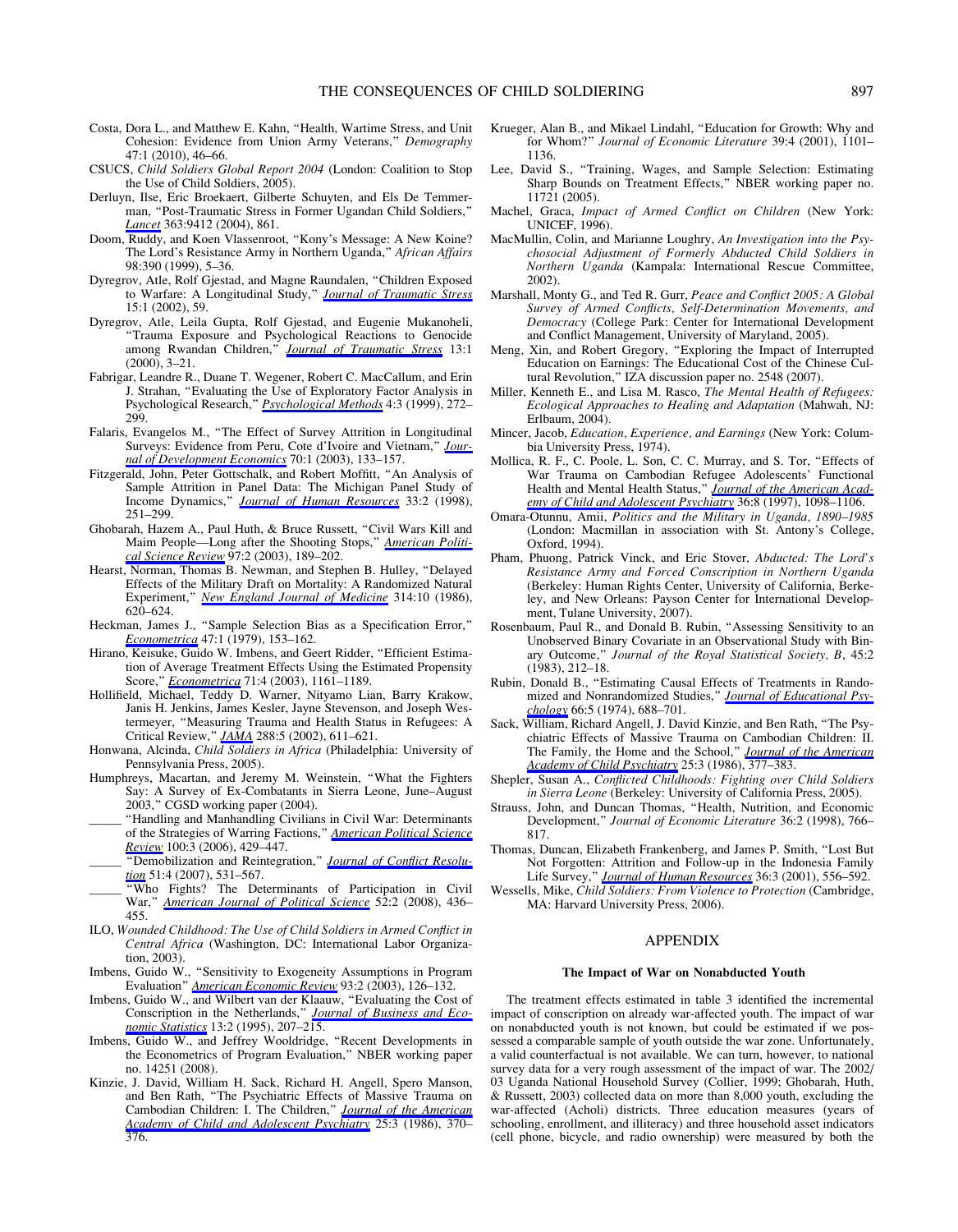Costa, Dora L., and Matthew E. Kahn, "Health, Wartime Stress, and Unit Cohesion: Evidence from Union Army Veterans," *Demography* 47:1 (2010), 46–66.

CSUCS, *Child Soldiers Global Report 2004* (London: Coalition to Stop the Use of Child Soldiers, 2005).

Derluyn, Ilse, Eric Broekaert, Gilberte Schuyten, and Els De Temmerman, "Post-Traumatic Stress in Former Ugandan Child Soldiers," *Lancet* 363:9412 (2004), 861.

Doom, Ruddy, and Koen Vlassenroot, "Kony's Message: A New Koine? The Lord's Resistance Army in Northern Uganda," *African Affairs* 98:390 (1999), 5–36.

Dyregrov, Atle, Rolf Gjestad, and Magne Raundalen, "Children Exposed to Warfare: A Longitudinal Study," *Journal of Traumatic Stress* 15:1 (2002), 59.

Dyregrov, Atle, Leila Gupta, Rolf Gjestad, and Eugenie Mukanoheli, "Trauma Exposure and Psychological Reactions to Genocide among Rwandan Children," *Journal of Traumatic Stress* 13:1 (2000), 3–21.

Fabrigar, Leandre R., Duane T. Wegener, Robert C. MacCallum, and Erin J. Strahan, "Evaluating the Use of Exploratory Factor Analysis in Psychological Research," *Psychological Methods* 4:3 (1999), 272–299.

Falaris, Evangelos M., "The Effect of Survey Attrition in Longitudinal Surveys: Evidence from Peru, Cote d'Ivoire and Vietnam," *Journal of Development Economics* 70:1 (2003), 133–157.

Fitzgerald, John, Peter Gottschalk, and Robert Moffitt, "An Analysis of Sample Attrition in Panel Data: The Michigan Panel Study of Income Dynamics," *Journal of Human Resources* 33:2 (1998), 251–299.

Ghobarah, Hazem A., Paul Huth, & Bruce Russett, "Civil Wars Kill and Maim People—Long after the Shooting Stops," *American Political Science Review* 97:2 (2003), 189–202.

Hearst, Norman, Thomas B. Newman, and Stephen B. Hulley, "Delayed Effects of the Military Draft on Mortality: A Randomized Natural Experiment," *New England Journal of Medicine* 314:10 (1986), 620–624.

Heckman, James J., "Sample Selection Bias as a Specification Error," *Econometrica* 47:1 (1979), 153–162.

Hirano, Keisuke, Guido W. Imbens, and Geert Ridder, "Efficient Estimation of Average Treatment Effects Using the Estimated Propensity Score," *Econometrica* 71:4 (2003), 1161–1189.

Hollifield, Michael, Teddy D. Warner, Nityamo Lian, Barry Krakow, Janis H. Jenkins, James Kesler, Jayne Stevenson, and Joseph Westermeyer, "Measuring Trauma and Health Status in Refugees: A Critical Review," *JAMA* 288:5 (2002), 611–621.

Honwana, Alcinda, *Child Soldiers in Africa* (Philadelphia: University of Pennsylvania Press, 2005).

Humphreys, Macartan, and Jeremy M. Weinstein, "What the Fighters Say: A Survey of Ex-Combatants in Sierra Leone, June–August 2003," CGSD working paper (2004).

_____ "Handling and Manhandling Civilians in Civil War: Determinants of the Strategies of Warring Factions," *American Political Science Review* 100:3 (2006), 429–447.

_____ "Demobilization and Reintegration," *Journal of Conflict Resolution* 51:4 (2007), 531–567.

_____ "Who Fights? The Determinants of Participation in Civil War," *American Journal of Political Science* 52:2 (2008), 436–455.

ILO, *Wounded Childhood: The Use of Child Soldiers in Armed Conflict in Central Africa* (Washington, DC: International Labor Organization, 2003).

Imbens, Guido W., "Sensitivity to Exogeneity Assumptions in Program Evaluation" *American Economic Review* 93:2 (2003), 126–132.

Imbens, Guido W., and Wilbert van der Klaauw, "Evaluating the Cost of Conscription in the Netherlands," *Journal of Business and Economic Statistics* 13:2 (1995), 207–215.

Imbens, Guido W., and Jeffrey Wooldridge, "Recent Developments in the Econometrics of Program Evaluation," NBER working paper no. 14251 (2008).

Kinzie, J. David, William H. Sack, Richard H. Angell, Spero Manson, and Ben Rath, "The Psychiatric Effects of Massive Trauma on Cambodian Children: I. The Children," *Journal of the American Academy of Child and Adolescent Psychiatry* 25:3 (1986), 370–376.

Krueger, Alan B., and Mikael Lindahl, "Education for Growth: Why and for Whom?" *Journal of Economic Literature* 39:4 (2001), 1101–1136.

Lee, David S., "Training, Wages, and Sample Selection: Estimating Sharp Bounds on Treatment Effects," NBER working paper no. 11721 (2005).

Machel, Graca, *Impact of Armed Conflict on Children* (New York: UNICEF, 1996).

MacMullin, Colin, and Marianne Loughry, *An Investigation into the Psychosocial Adjustment of Formerly Abducted Child Soldiers in Northern Uganda* (Kampala: International Rescue Committee, 2002).

Marshall, Monty G., and Ted R. Gurr, *Peace and Conflict 2005: A Global Survey of Armed Conflicts, Self-Determination Movements, and Democracy* (College Park: Center for International Development and Conflict Management, University of Maryland, 2005).

Meng, Xin, and Robert Gregory, "Exploring the Impact of Interrupted Education on Earnings: The Educational Cost of the Chinese Cultural Revolution," IZA discussion paper no. 2548 (2007).

Miller, Kenneth E., and Lisa M. Rasco, *The Mental Health of Refugees: Ecological Approaches to Healing and Adaptation* (Mahwah, NJ: Erlbaum, 2004).

Mincer, Jacob, *Education, Experience, and Earnings* (New York: Columbia University Press, 1974).

Mollica, R. F., C. Poole, L. Son, C. C. Murray, and S. Tor, "Effects of War Trauma on Cambodian Refugee Adolescents' Functional Health and Mental Health Status," *Journal of the American Academy of Child and Adolescent Psychiatry* 36:8 (1997), 1098–1106.

Omara-Otunnu, Amii, *Politics and the Military in Uganda, 1890–1985* (London: Macmillan in association with St. Antony's College, Oxford, 1994).

Pham, Phuong, Patrick Vinck, and Eric Stover, *Abducted: The Lord's Resistance Army and Forced Conscription in Northern Uganda* (Berkeley: Human Rights Center, University of California, Berkeley, and New Orleans: Payson Center for International Development, Tulane University, 2007).

Rosenbaum, Paul R., and Donald B. Rubin, "Assessing Sensitivity to an Unobserved Binary Covariate in an Observational Study with Binary Outcome," *Journal of the Royal Statistical Society, B*, 45:2 (1983), 212–18.

Rubin, Donald B., "Estimating Causal Effects of Treatments in Randomized and Nonrandomized Studies," *Journal of Educational Psychology* 66:5 (1974), 688–701.

Sack, William, Richard Angell, J. David Kinzie, and Ben Rath, "The Psychiatric Effects of Massive Trauma on Cambodian Children: II. The Family, the Home and the School," *Journal of the American Academy of Child Psychiatry* 25:3 (1986), 377–383.

Shepler, Susan A., *Conflicted Childhoods: Fighting over Child Soldiers in Sierra Leone* (Berkeley: University of California Press, 2005).

Strauss, John, and Duncan Thomas, "Health, Nutrition, and Economic Development," *Journal of Economic Literature* 36:2 (1998), 766–817.

Thomas, Duncan, Elizabeth Frankenberg, and James P. Smith, "Lost But Not Forgotten: Attrition and Follow-up in the Indonesia Family Life Survey," *Journal of Human Resources* 36:3 (2001), 556–592.

Wessells, Mike, *Child Soldiers: From Violence to Protection* (Cambridge, MA: Harvard University Press, 2006).

## APPENDIX

### The Impact of War on Nonabducted Youth

The treatment effects estimated in table 3 identified the incremental impact of conscription on already war-affected youth. The impact of war on nonabducted youth is not known, but could be estimated if we possessed a comparable sample of youth outside the war zone. Unfortunately, a valid counterfactual is not available. We can turn, however, to national survey data for a very rough assessment of the impact of war. The 2002/03 Uganda National Household Survey (Collier, 1999; Ghobarah, Huth, & Russett, 2003) collected data on more than 8,000 youth, excluding the war-affected (Acholi) districts. Three education measures (years of schooling, enrollment, and illiteracy) and three household asset indicators (cell phone, bicycle, and radio ownership) were measured by both the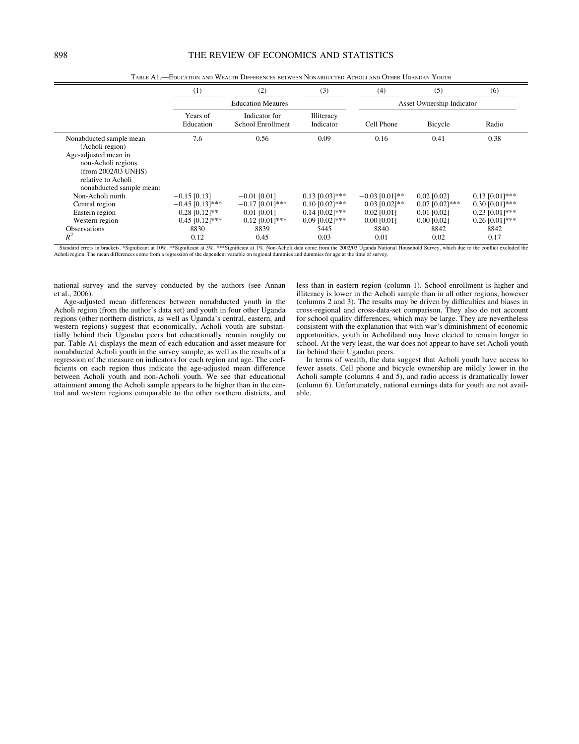TABLE A1.—EDUCATION AND WEALTH DIFFERENCES BETWEEN NONABDUCTED ACHOLI AND OTHER UGANDAN YOUTH

| | (1) | (2) | (3) | (4) | (5) | (6) |
|---|---|---|---|---|---|---|
| | Education Meaures | | | Asset Ownership Indicator | | |
| | Years of Education | Indicator for School Enrollment | Illiteracy Indicator | Cell Phone | Bicycle | Radio |
| Nonabducted sample mean (Acholi region) | 7.6 | 0.56 | 0.09 | 0.16 | 0.41 | 0.38 |
| Age-adjusted mean in non-Acholi regions (from 2002/03 UNHS) relative to Acholi nonabducted sample mean: | | | | | | |
| Non-Acholi north | −0.15 [0.13] | −0.01 [0.01] | 0.13 [0.03]*** | −0.03 [0.01]** | 0.02 [0.02] | 0.13 [0.01]*** |
| Central region | −0.45 [0.13]*** | −0.17 [0.01]*** | 0.10 [0.02]*** | 0.03 [0.02]** | 0.07 [0.02]*** | 0.30 [0.01]*** |
| Eastern region | 0.28 [0.12]** | −0.01 [0.01] | 0.14 [0.02]*** | 0.02 [0.01] | 0.01 [0.02] | 0.23 [0.01]*** |
| Western region | −0.45 [0.12]*** | −0.12 [0.01]*** | 0.09 [0.02]*** | 0.00 [0.01] | 0.00 [0.02] | 0.26 [0.01]*** |
| Observations | 8830 | 8839 | 5445 | 8840 | 8842 | 8842 |
| $R^2$ | 0.12 | 0.45 | 0.03 | 0.01 | 0.02 | 0.17 |

Standard errors in brackets. *Significant at 10%. **Significant at 5%. ***Significant at 1%. Non-Acholi data come from the 2002/03 Uganda National Household Survey, which due to the conflict excluded the Acholi region. The mean differences come from a regression of the dependent variable on regional dummies and dummies for age at the time of survey.

national survey and the survey conducted by the authors (see Annan et al., 2006).

Age-adjusted mean differences between nonabducted youth in the Acholi region (from the author's data set) and youth in four other Uganda regions (other northern districts, as well as Uganda's central, eastern, and western regions) suggest that economically, Acholi youth are substantially behind their Ugandan peers but educationally remain roughly on par. Table A1 displays the mean of each education and asset measure for nonabducted Acholi youth in the survey sample, as well as the results of a regression of the measure on indicators for each region and age. The coefficients on each region thus indicate the age-adjusted mean difference between Acholi youth and non-Acholi youth. We see that educational attainment among the Acholi sample appears to be higher than in the central and western regions comparable to the other northern districts, and less than in eastern region (column 1). School enrollment is higher and illiteracy is lower in the Acholi sample than in all other regions, however (columns 2 and 3). The results may be driven by difficulties and biases in cross-regional and cross-data-set comparison. They also do not account for school quality differences, which may be large. They are nevertheless consistent with the explanation that with war's diminishment of economic opportunities, youth in Acholiland may have elected to remain longer in school. At the very least, the war does not appear to have set Acholi youth far behind their Ugandan peers.

In terms of wealth, the data suggest that Acholi youth have access to fewer assets. Cell phone and bicycle ownership are mildly lower in the Acholi sample (columns 4 and 5), and radio access is dramatically lower (column 6). Unfortunately, national earnings data for youth are not available.